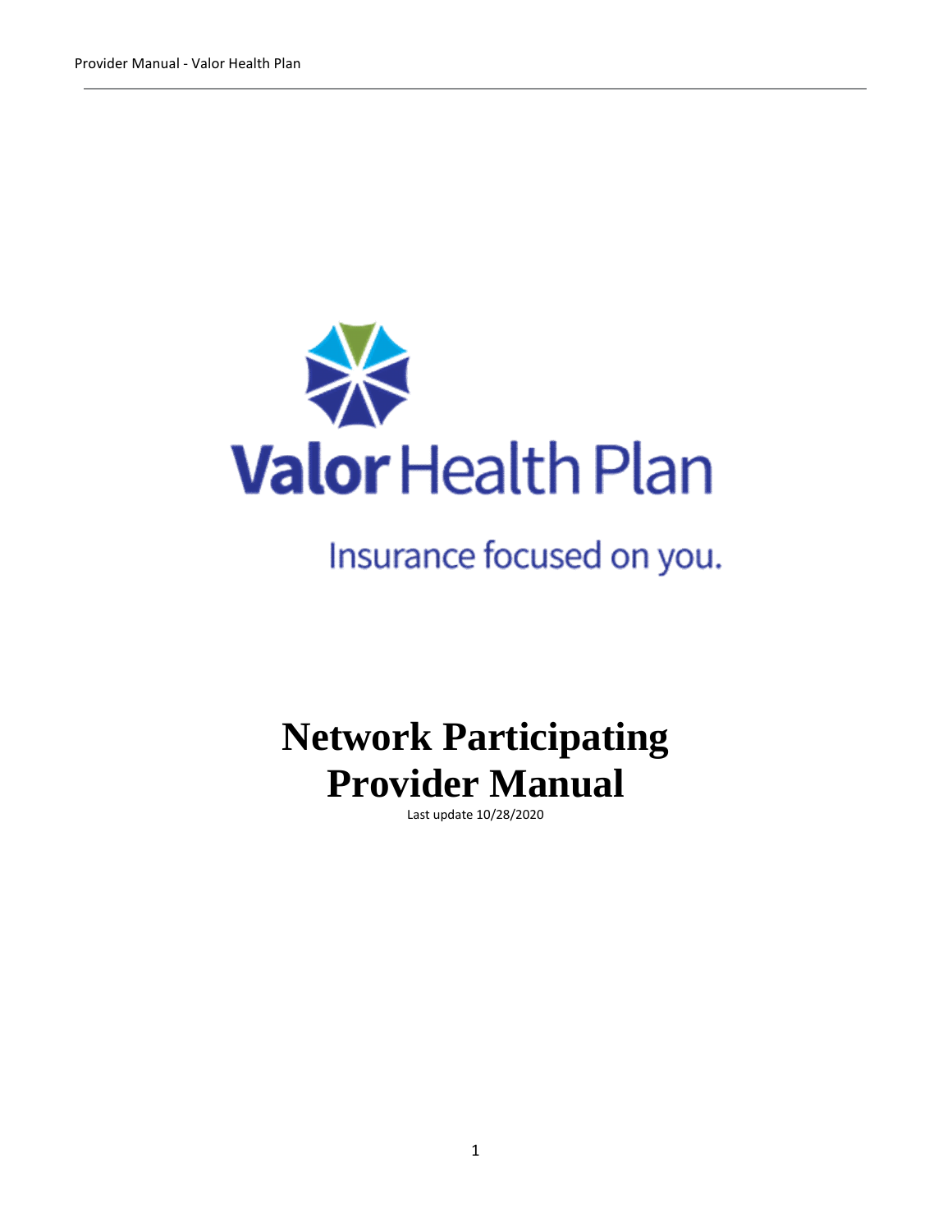Valor Health Plan

Insurance focused on you.

# Network Participating Provider Manual

Last update 10/28/2020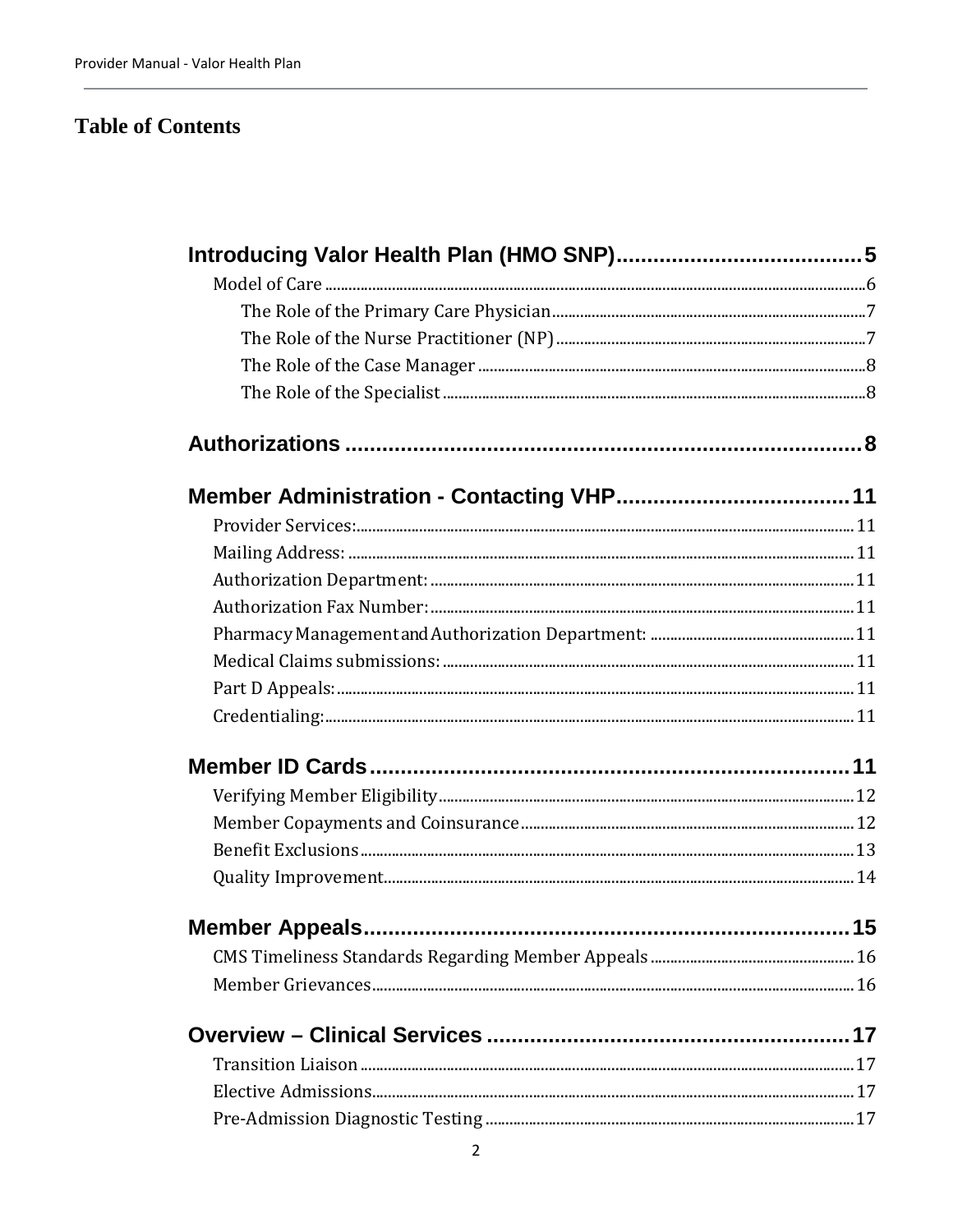# Table of Contents

**Introducing Valor Health Plan (HMO SNP)....................................... 5**

Model of Care ........................................................................................ 6

The Role of the Primary Care Physician.................................................. 7

The Role of the Nurse Practitioner (NP)................................................ 7

The Role of the Case Manager ................................................................ 8

The Role of the Specialist ...................................................................... 8

**Authorizations ................................................................................ 8**

**Member Administration - Contacting VHP...................................... 11**

Provider Services:.................................................................................. 11

Mailing Address: ................................................................................... 11

Authorization Department: .................................................................. 11

Authorization Fax Number: .................................................................. 11

Pharmacy Management and Authorization Department: ..................... 11

Medical Claims submissions: ................................................................ 11

Part D Appeals: ...................................................................................... 11

Credentialing:......................................................................................... 11

**Member ID Cards .......................................................................... 11**

Verifying Member Eligibility.................................................................. 12

Member Copayments and Coinsurance................................................. 12

Benefit Exclusions.................................................................................. 13

Quality Improvement............................................................................. 14

**Member Appeals ........................................................................... 15**

CMS Timeliness Standards Regarding Member Appeals ....................... 16

Member Grievances............................................................................... 16

**Overview – Clinical Services ......................................................... 17**

Transition Liaison .................................................................................. 17

Elective Admissions................................................................................ 17

Pre-Admission Diagnostic Testing .......................................................... 17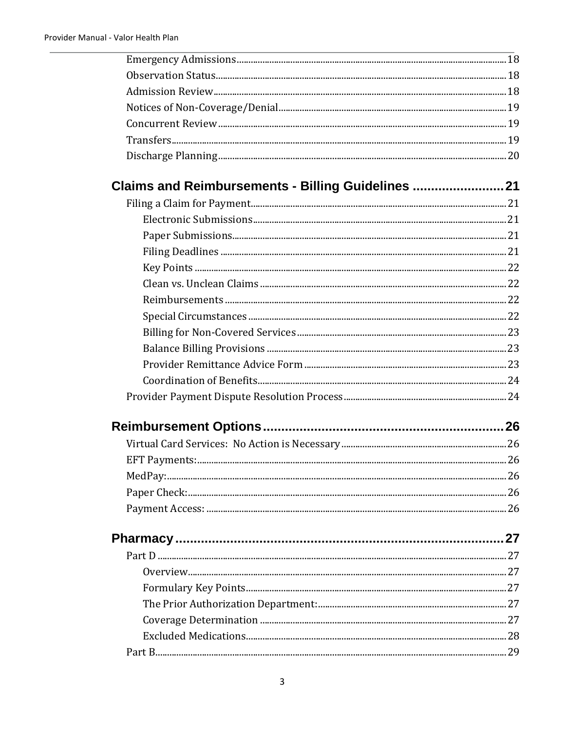Emergency Admissions ........ 18
Observation Status ........ 18
Admission Review ........ 18
Notices of Non-Coverage/Denial ........ 19
Concurrent Review ........ 19
Transfers ........ 19
Discharge Planning ........ 20

**Claims and Reimbursements - Billing Guidelines ........ 21**

Filing a Claim for Payment ........ 21

- Electronic Submissions ........ 21
- Paper Submissions ........ 21
- Filing Deadlines ........ 21
- Key Points ........ 22
- Clean vs. Unclean Claims ........ 22
- Reimbursements ........ 22
- Special Circumstances ........ 22
- Billing for Non-Covered Services ........ 23
- Balance Billing Provisions ........ 23
- Provider Remittance Advice Form ........ 23
- Coordination of Benefits ........ 24

Provider Payment Dispute Resolution Process ........ 24

**Reimbursement Options ........ 26**

Virtual Card Services: No Action is Necessary ........ 26
EFT Payments: ........ 26
MedPay: ........ 26
Paper Check: ........ 26
Payment Access: ........ 26

**Pharmacy ........ 27**

Part D ........ 27

- Overview ........ 27
- Formulary Key Points ........ 27
- The Prior Authorization Department: ........ 27
- Coverage Determination ........ 27
- Excluded Medications ........ 28

Part B ........ 29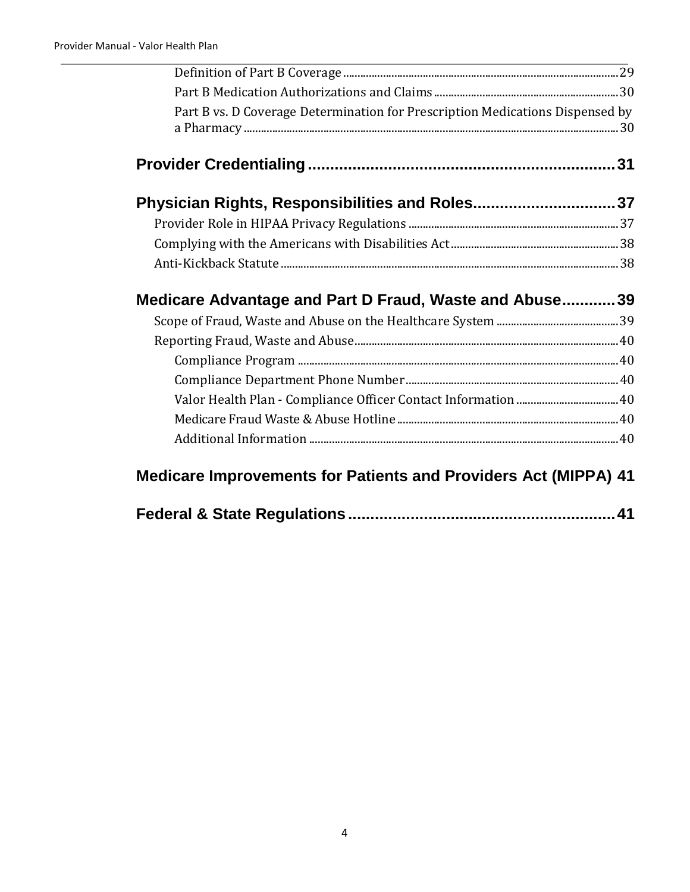Definition of Part B Coverage ........ 29

Part B Medication Authorizations and Claims ........ 30

Part B vs. D Coverage Determination for Prescription Medications Dispensed by a Pharmacy ........ 30

**Provider Credentialing ........ 31**

**Physician Rights, Responsibilities and Roles ........ 37**

Provider Role in HIPAA Privacy Regulations ........ 37

Complying with the Americans with Disabilities Act ........ 38

Anti-Kickback Statute ........ 38

**Medicare Advantage and Part D Fraud, Waste and Abuse ........ 39**

Scope of Fraud, Waste and Abuse on the Healthcare System ........ 39

Reporting Fraud, Waste and Abuse ........ 40

Compliance Program ........ 40

Compliance Department Phone Number ........ 40

Valor Health Plan - Compliance Officer Contact Information ........ 40

Medicare Fraud Waste & Abuse Hotline ........ 40

Additional Information ........ 40

**Medicare Improvements for Patients and Providers Act (MIPPA) 41**

**Federal & State Regulations ........ 41**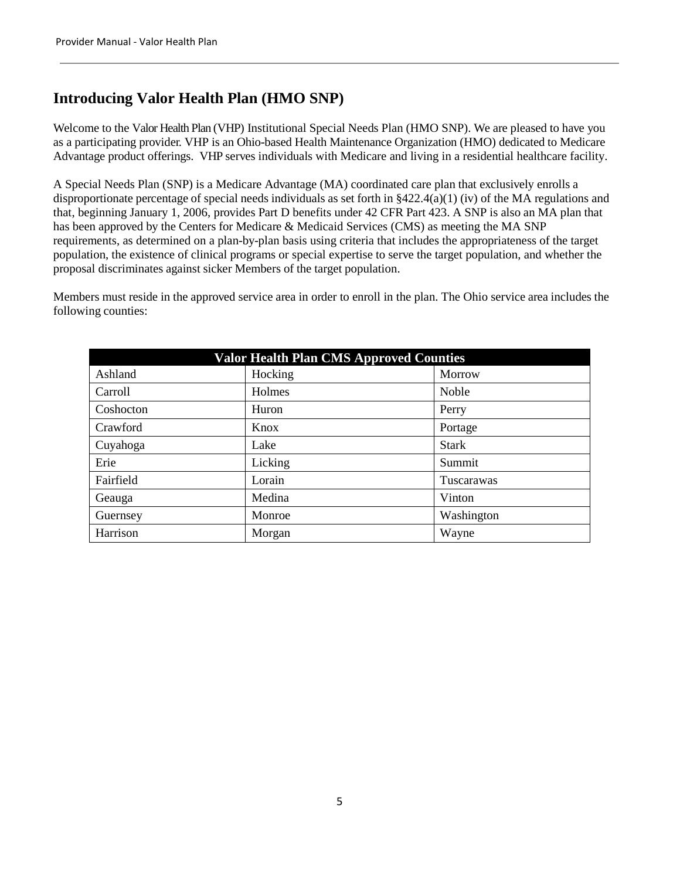## Introducing Valor Health Plan (HMO SNP)

Welcome to the Valor Health Plan (VHP) Institutional Special Needs Plan (HMO SNP). We are pleased to have you as a participating provider. VHP is an Ohio-based Health Maintenance Organization (HMO) dedicated to Medicare Advantage product offerings. VHP serves individuals with Medicare and living in a residential healthcare facility.

A Special Needs Plan (SNP) is a Medicare Advantage (MA) coordinated care plan that exclusively enrolls a disproportionate percentage of special needs individuals as set forth in §422.4(a)(1) (iv) of the MA regulations and that, beginning January 1, 2006, provides Part D benefits under 42 CFR Part 423. A SNP is also an MA plan that has been approved by the Centers for Medicare & Medicaid Services (CMS) as meeting the MA SNP requirements, as determined on a plan-by-plan basis using criteria that includes the appropriateness of the target population, the existence of clinical programs or special expertise to serve the target population, and whether the proposal discriminates against sicker Members of the target population.

Members must reside in the approved service area in order to enroll in the plan. The Ohio service area includes the following counties:

| Valor Health Plan CMS Approved Counties | | |
|---|---|---|
| Ashland | Hocking | Morrow |
| Carroll | Holmes | Noble |
| Coshocton | Huron | Perry |
| Crawford | Knox | Portage |
| Cuyahoga | Lake | Stark |
| Erie | Licking | Summit |
| Fairfield | Lorain | Tuscarawas |
| Geauga | Medina | Vinton |
| Guernsey | Monroe | Washington |
| Harrison | Morgan | Wayne |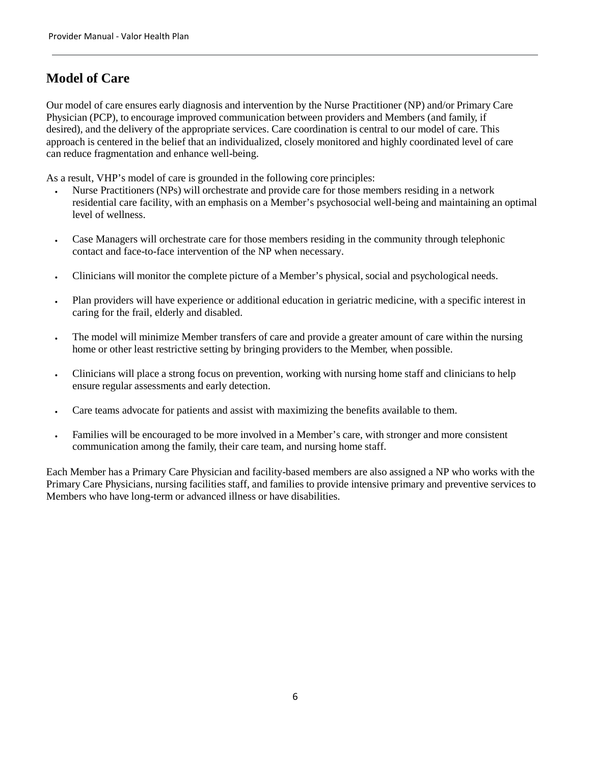## Model of Care

Our model of care ensures early diagnosis and intervention by the Nurse Practitioner (NP) and/or Primary Care Physician (PCP), to encourage improved communication between providers and Members (and family, if desired), and the delivery of the appropriate services. Care coordination is central to our model of care. This approach is centered in the belief that an individualized, closely monitored and highly coordinated level of care can reduce fragmentation and enhance well-being.

As a result, VHP's model of care is grounded in the following core principles:

- Nurse Practitioners (NPs) will orchestrate and provide care for those members residing in a network residential care facility, with an emphasis on a Member's psychosocial well-being and maintaining an optimal level of wellness.
- Case Managers will orchestrate care for those members residing in the community through telephonic contact and face-to-face intervention of the NP when necessary.
- Clinicians will monitor the complete picture of a Member's physical, social and psychological needs.
- Plan providers will have experience or additional education in geriatric medicine, with a specific interest in caring for the frail, elderly and disabled.
- The model will minimize Member transfers of care and provide a greater amount of care within the nursing home or other least restrictive setting by bringing providers to the Member, when possible.
- Clinicians will place a strong focus on prevention, working with nursing home staff and clinicians to help ensure regular assessments and early detection.
- Care teams advocate for patients and assist with maximizing the benefits available to them.
- Families will be encouraged to be more involved in a Member's care, with stronger and more consistent communication among the family, their care team, and nursing home staff.

Each Member has a Primary Care Physician and facility-based members are also assigned a NP who works with the Primary Care Physicians, nursing facilities staff, and families to provide intensive primary and preventive services to Members who have long-term or advanced illness or have disabilities.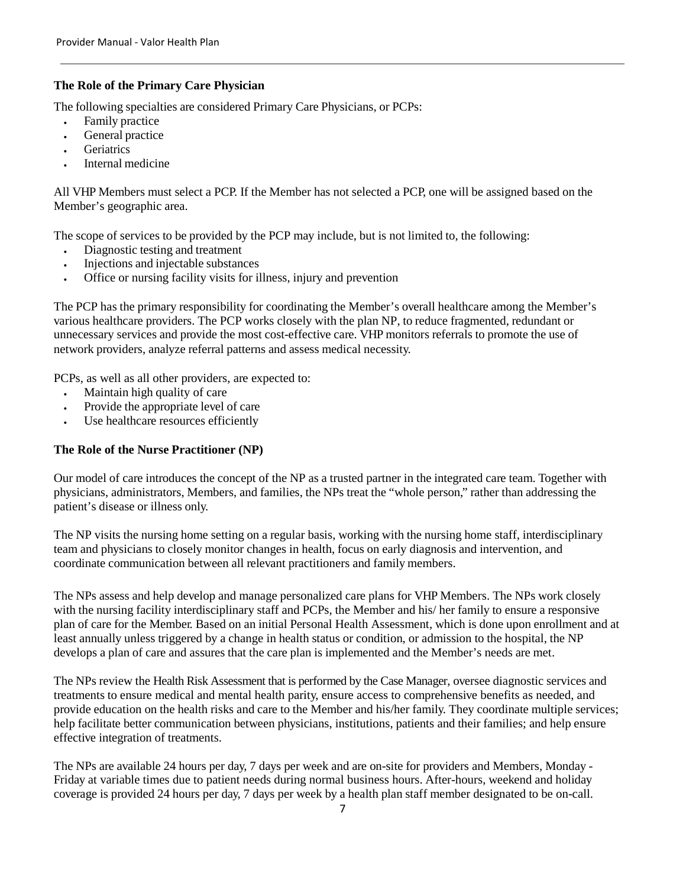**The Role of the Primary Care Physician**

The following specialties are considered Primary Care Physicians, or PCPs:

- Family practice
- General practice
- Geriatrics
- Internal medicine

All VHP Members must select a PCP. If the Member has not selected a PCP, one will be assigned based on the Member's geographic area.

The scope of services to be provided by the PCP may include, but is not limited to, the following:

- Diagnostic testing and treatment
- Injections and injectable substances
- Office or nursing facility visits for illness, injury and prevention

The PCP has the primary responsibility for coordinating the Member's overall healthcare among the Member's various healthcare providers. The PCP works closely with the plan NP, to reduce fragmented, redundant or unnecessary services and provide the most cost-effective care. VHP monitors referrals to promote the use of network providers, analyze referral patterns and assess medical necessity.

PCPs, as well as all other providers, are expected to:

- Maintain high quality of care
- Provide the appropriate level of care
- Use healthcare resources efficiently

**The Role of the Nurse Practitioner (NP)**

Our model of care introduces the concept of the NP as a trusted partner in the integrated care team. Together with physicians, administrators, Members, and families, the NPs treat the "whole person," rather than addressing the patient's disease or illness only.

The NP visits the nursing home setting on a regular basis, working with the nursing home staff, interdisciplinary team and physicians to closely monitor changes in health, focus on early diagnosis and intervention, and coordinate communication between all relevant practitioners and family members.

The NPs assess and help develop and manage personalized care plans for VHP Members. The NPs work closely with the nursing facility interdisciplinary staff and PCPs, the Member and his/ her family to ensure a responsive plan of care for the Member. Based on an initial Personal Health Assessment, which is done upon enrollment and at least annually unless triggered by a change in health status or condition, or admission to the hospital, the NP develops a plan of care and assures that the care plan is implemented and the Member's needs are met.

The NPs review the Health Risk Assessment that is performed by the Case Manager, oversee diagnostic services and treatments to ensure medical and mental health parity, ensure access to comprehensive benefits as needed, and provide education on the health risks and care to the Member and his/her family. They coordinate multiple services; help facilitate better communication between physicians, institutions, patients and their families; and help ensure effective integration of treatments.

The NPs are available 24 hours per day, 7 days per week and are on-site for providers and Members, Monday - Friday at variable times due to patient needs during normal business hours. After-hours, weekend and holiday coverage is provided 24 hours per day, 7 days per week by a health plan staff member designated to be on-call.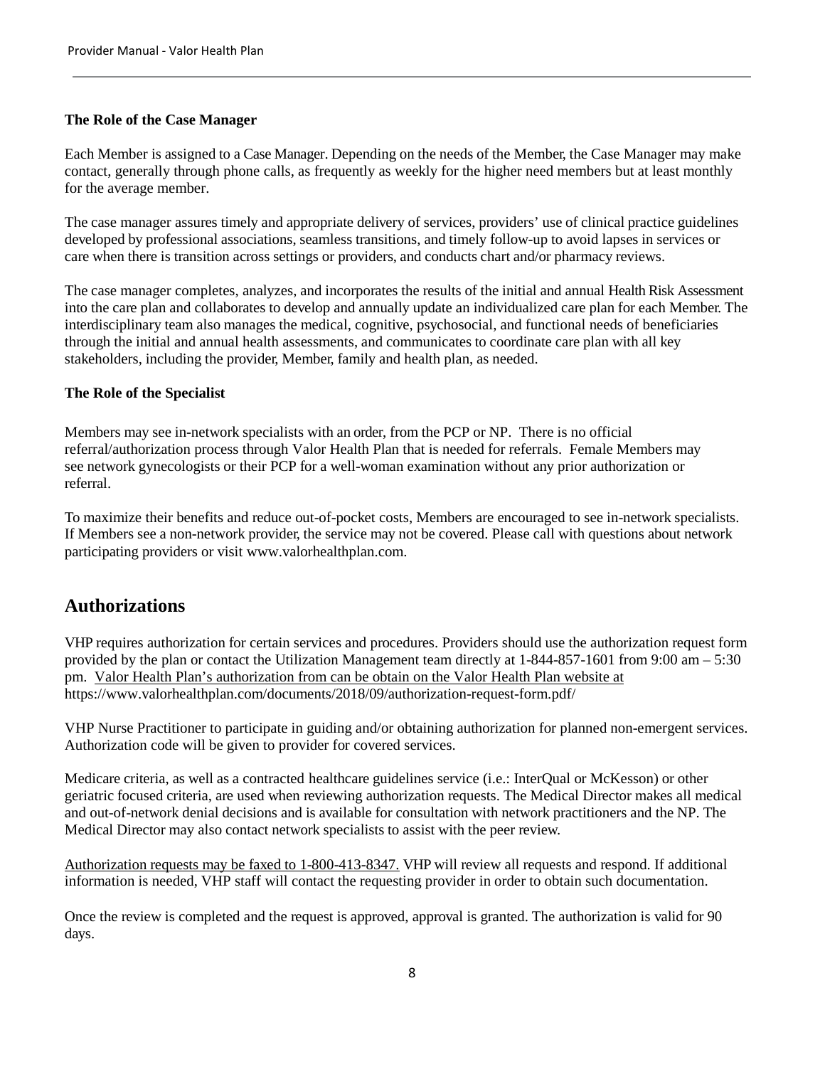**The Role of the Case Manager**

Each Member is assigned to a Case Manager. Depending on the needs of the Member, the Case Manager may make contact, generally through phone calls, as frequently as weekly for the higher need members but at least monthly for the average member.

The case manager assures timely and appropriate delivery of services, providers' use of clinical practice guidelines developed by professional associations, seamless transitions, and timely follow-up to avoid lapses in services or care when there is transition across settings or providers, and conducts chart and/or pharmacy reviews.

The case manager completes, analyzes, and incorporates the results of the initial and annual Health Risk Assessment into the care plan and collaborates to develop and annually update an individualized care plan for each Member. The interdisciplinary team also manages the medical, cognitive, psychosocial, and functional needs of beneficiaries through the initial and annual health assessments, and communicates to coordinate care plan with all key stakeholders, including the provider, Member, family and health plan, as needed.

**The Role of the Specialist**

Members may see in-network specialists with an order, from the PCP or NP. There is no official referral/authorization process through Valor Health Plan that is needed for referrals. Female Members may see network gynecologists or their PCP for a well-woman examination without any prior authorization or referral.

To maximize their benefits and reduce out-of-pocket costs, Members are encouraged to see in-network specialists. If Members see a non-network provider, the service may not be covered. Please call with questions about network participating providers or visit www.valorhealthplan.com.

## Authorizations

VHP requires authorization for certain services and procedures. Providers should use the authorization request form provided by the plan or contact the Utilization Management team directly at 1-844-857-1601 from 9:00 am – 5:30 pm. Valor Health Plan's authorization from can be obtain on the Valor Health Plan website at https://www.valorhealthplan.com/documents/2018/09/authorization-request-form.pdf/

VHP Nurse Practitioner to participate in guiding and/or obtaining authorization for planned non-emergent services. Authorization code will be given to provider for covered services.

Medicare criteria, as well as a contracted healthcare guidelines service (i.e.: InterQual or McKesson) or other geriatric focused criteria, are used when reviewing authorization requests. The Medical Director makes all medical and out-of-network denial decisions and is available for consultation with network practitioners and the NP. The Medical Director may also contact network specialists to assist with the peer review.

Authorization requests may be faxed to 1-800-413-8347. VHP will review all requests and respond. If additional information is needed, VHP staff will contact the requesting provider in order to obtain such documentation.

Once the review is completed and the request is approved, approval is granted. The authorization is valid for 90 days.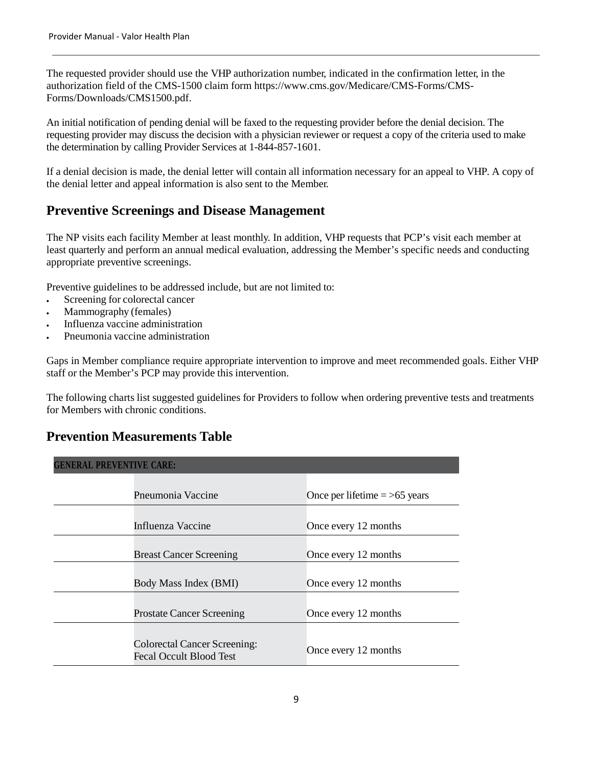The requested provider should use the VHP authorization number, indicated in the confirmation letter, in the authorization field of the CMS-1500 claim form https://www.cms.gov/Medicare/CMS-Forms/CMS-Forms/Downloads/CMS1500.pdf.

An initial notification of pending denial will be faxed to the requesting provider before the denial decision. The requesting provider may discuss the decision with a physician reviewer or request a copy of the criteria used to make the determination by calling Provider Services at 1-844-857-1601.

If a denial decision is made, the denial letter will contain all information necessary for an appeal to VHP. A copy of the denial letter and appeal information is also sent to the Member.

## Preventive Screenings and Disease Management

The NP visits each facility Member at least monthly. In addition, VHP requests that PCP's visit each member at least quarterly and perform an annual medical evaluation, addressing the Member's specific needs and conducting appropriate preventive screenings.

Preventive guidelines to be addressed include, but are not limited to:

- Screening for colorectal cancer
- Mammography (females)
- Influenza vaccine administration
- Pneumonia vaccine administration

Gaps in Member compliance require appropriate intervention to improve and meet recommended goals. Either VHP staff or the Member's PCP may provide this intervention.

The following charts list suggested guidelines for Providers to follow when ordering preventive tests and treatments for Members with chronic conditions.

## Prevention Measurements Table

| GENERAL PREVENTIVE CARE: | | |
|---|---|---|
| | Pneumonia Vaccine | Once per lifetime = >65 years |
| | Influenza Vaccine | Once every 12 months |
| | Breast Cancer Screening | Once every 12 months |
| | Body Mass Index (BMI) | Once every 12 months |
| | Prostate Cancer Screening | Once every 12 months |
| | Colorectal Cancer Screening: Fecal Occult Blood Test | Once every 12 months |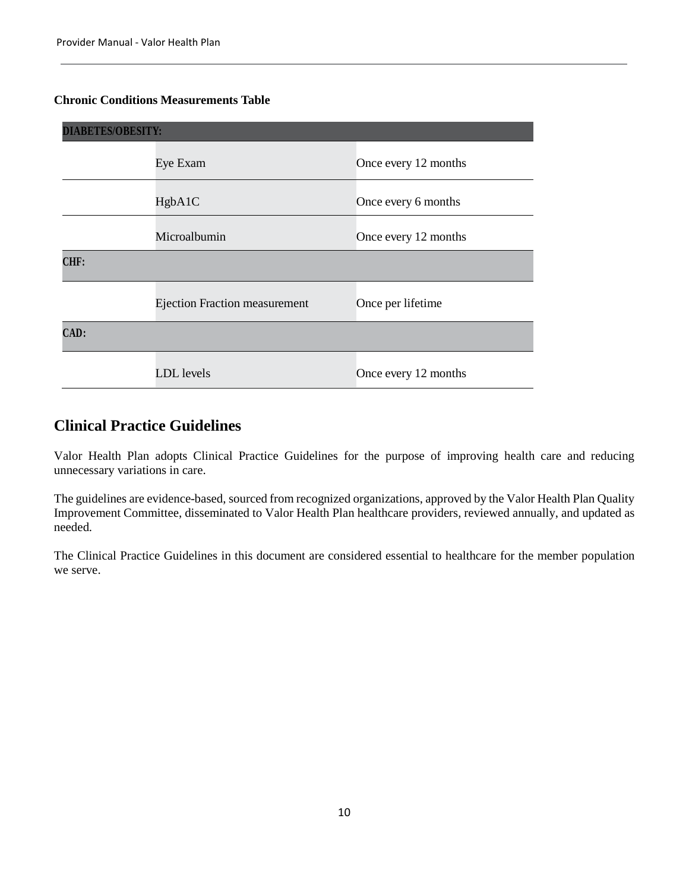**Chronic Conditions Measurements Table**

| DIABETES/OBESITY: | | |
|---|---|---|
| | Eye Exam | Once every 12 months |
| | HgbA1C | Once every 6 months |
| | Microalbumin | Once every 12 months |
| **CHF:** | | |
| | Ejection Fraction measurement | Once per lifetime |
| **CAD:** | | |
| | LDL levels | Once every 12 months |

## Clinical Practice Guidelines

Valor Health Plan adopts Clinical Practice Guidelines for the purpose of improving health care and reducing unnecessary variations in care.

The guidelines are evidence-based, sourced from recognized organizations, approved by the Valor Health Plan Quality Improvement Committee, disseminated to Valor Health Plan healthcare providers, reviewed annually, and updated as needed.

The Clinical Practice Guidelines in this document are considered essential to healthcare for the member population we serve.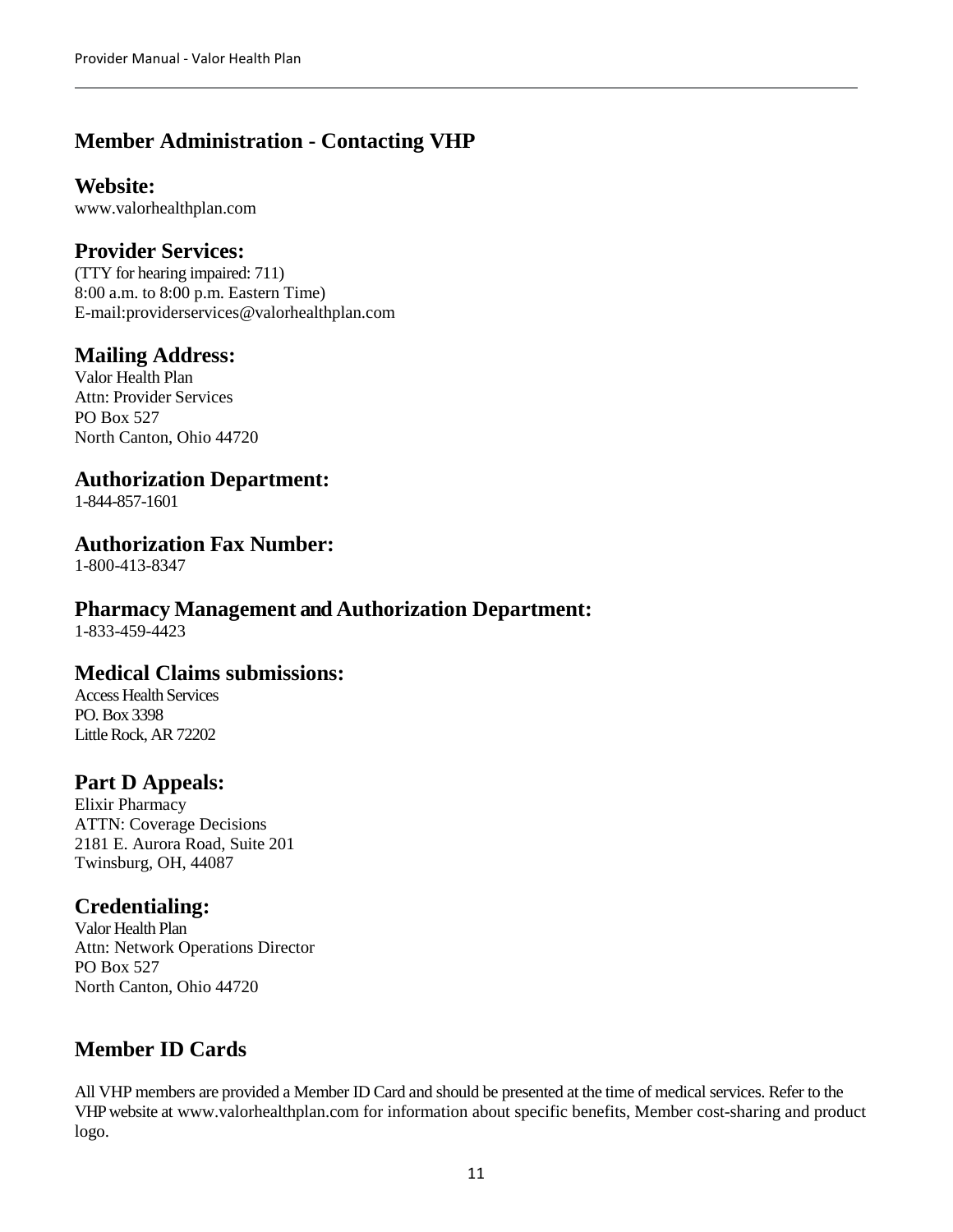## Member Administration - Contacting VHP

### Website:

www.valorhealthplan.com

### Provider Services:

(TTY for hearing impaired: 711)
8:00 a.m. to 8:00 p.m. Eastern Time)
E-mail:providerservices@valorhealthplan.com

### Mailing Address:

Valor Health Plan
Attn: Provider Services
PO Box 527
North Canton, Ohio 44720

### Authorization Department:

1-844-857-1601

### Authorization Fax Number:

1-800-413-8347

### Pharmacy Management and Authorization Department:

1-833-459-4423

### Medical Claims submissions:

Access Health Services
PO. Box 3398
Little Rock, AR 72202

### Part D Appeals:

Elixir Pharmacy
ATTN: Coverage Decisions
2181 E. Aurora Road, Suite 201
Twinsburg, OH, 44087

### Credentialing:

Valor Health Plan
Attn: Network Operations Director
PO Box 527
North Canton, Ohio 44720

## Member ID Cards

All VHP members are provided a Member ID Card and should be presented at the time of medical services. Refer to the VHP website at www.valorhealthplan.com for information about specific benefits, Member cost-sharing and product logo.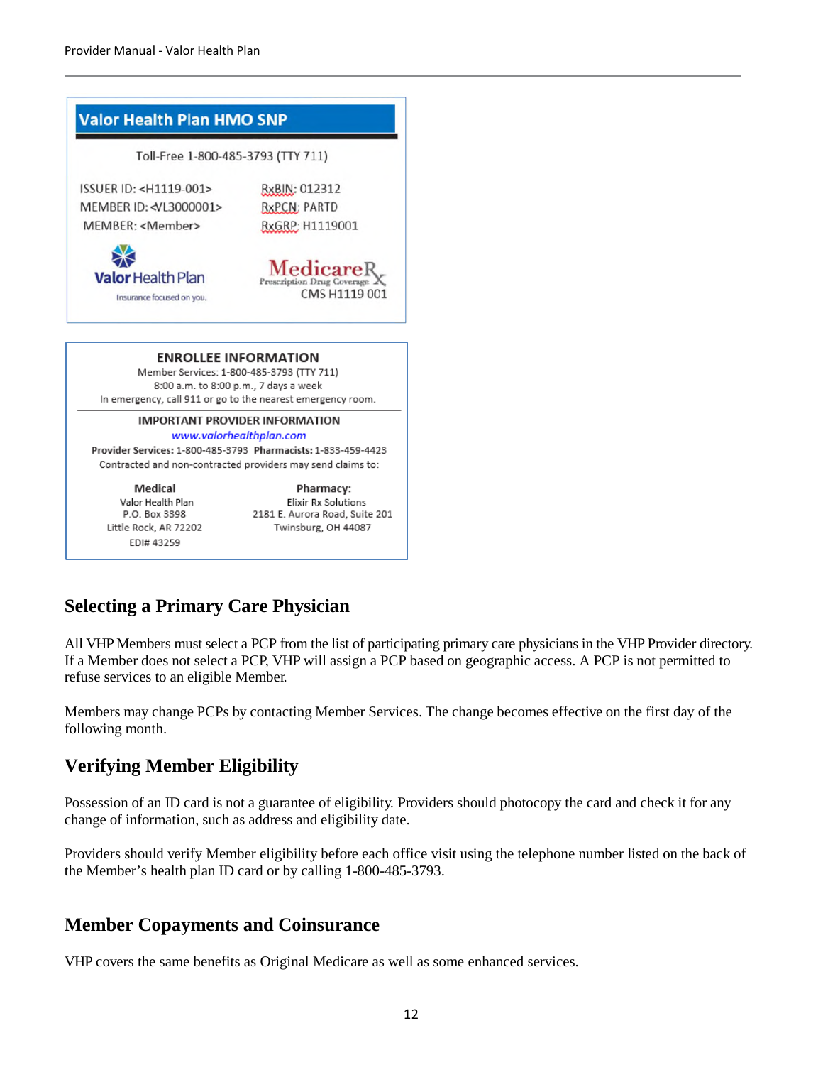**Valor Health Plan HMO SNP**

Toll-Free 1-800-485-3793 (TTY 711)

ISSUER ID: <H1119-001>
MEMBER ID: <VL3000001>
MEMBER: <Member>

RxBIN: 012312
RxPCN: PARTD
RxGRP: H1119001

Valor Health Plan
Insurance focused on you.

MedicareRx
Prescription Drug Coverage
CMS H1119 001

**ENROLLEE INFORMATION**

Member Services: 1-800-485-3793 (TTY 711)
8:00 a.m. to 8:00 p.m., 7 days a week
In emergency, call 911 or go to the nearest emergency room.

**IMPORTANT PROVIDER INFORMATION**

*www.valorhealthplan.com*

**Provider Services:** 1-800-485-3793 **Pharmacists:** 1-833-459-4423

Contracted and non-contracted providers may send claims to:

**Medical**
Valor Health Plan
P.O. Box 3398
Little Rock, AR 72202
EDI# 43259

**Pharmacy:**
Elixir Rx Solutions
2181 E. Aurora Road, Suite 201
Twinsburg, OH 44087

## Selecting a Primary Care Physician

All VHP Members must select a PCP from the list of participating primary care physicians in the VHP Provider directory. If a Member does not select a PCP, VHP will assign a PCP based on geographic access. A PCP is not permitted to refuse services to an eligible Member.

Members may change PCPs by contacting Member Services. The change becomes effective on the first day of the following month.

## Verifying Member Eligibility

Possession of an ID card is not a guarantee of eligibility. Providers should photocopy the card and check it for any change of information, such as address and eligibility date.

Providers should verify Member eligibility before each office visit using the telephone number listed on the back of the Member's health plan ID card or by calling 1-800-485-3793.

## Member Copayments and Coinsurance

VHP covers the same benefits as Original Medicare as well as some enhanced services.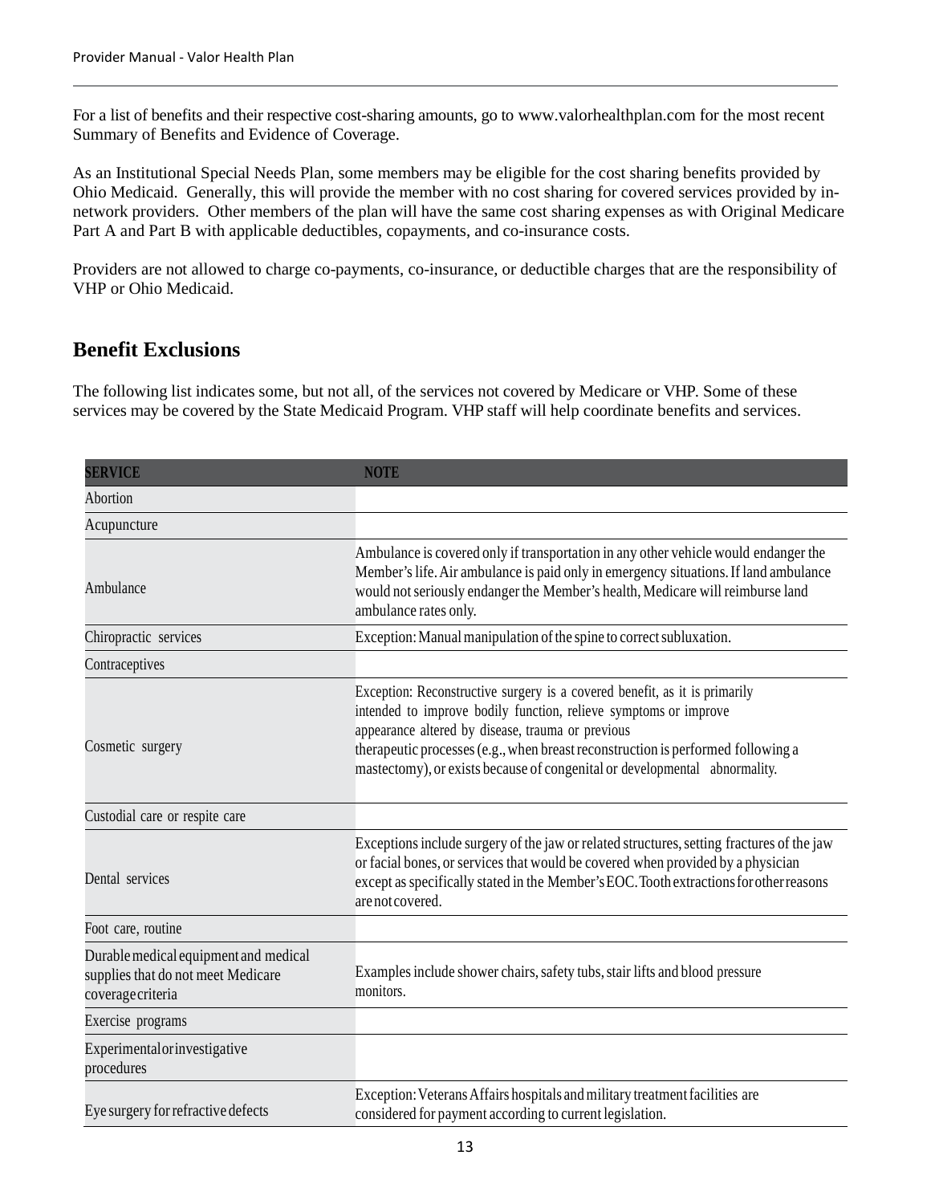For a list of benefits and their respective cost-sharing amounts, go to www.valorhealthplan.com for the most recent Summary of Benefits and Evidence of Coverage.

As an Institutional Special Needs Plan, some members may be eligible for the cost sharing benefits provided by Ohio Medicaid. Generally, this will provide the member with no cost sharing for covered services provided by in-network providers. Other members of the plan will have the same cost sharing expenses as with Original Medicare Part A and Part B with applicable deductibles, copayments, and co-insurance costs.

Providers are not allowed to charge co-payments, co-insurance, or deductible charges that are the responsibility of VHP or Ohio Medicaid.

## Benefit Exclusions

The following list indicates some, but not all, of the services not covered by Medicare or VHP. Some of these services may be covered by the State Medicaid Program. VHP staff will help coordinate benefits and services.

| SERVICE | NOTE |
|---|---|
| Abortion | |
| Acupuncture | |
| Ambulance | Ambulance is covered only if transportation in any other vehicle would endanger the Member's life. Air ambulance is paid only in emergency situations. If land ambulance would not seriously endanger the Member's health, Medicare will reimburse land ambulance rates only. |
| Chiropractic services | Exception: Manual manipulation of the spine to correct subluxation. |
| Contraceptives | |
| Cosmetic surgery | Exception: Reconstructive surgery is a covered benefit, as it is primarily intended to improve bodily function, relieve symptoms or improve appearance altered by disease, trauma or previous therapeutic processes (e.g., when breast reconstruction is performed following a mastectomy), or exists because of congenital or developmental abnormality. |
| Custodial care or respite care | |
| Dental services | Exceptions include surgery of the jaw or related structures, setting fractures of the jaw or facial bones, or services that would be covered when provided by a physician except as specifically stated in the Member's EOC. Tooth extractions for other reasons are not covered. |
| Foot care, routine | |
| Durable medical equipment and medical supplies that do not meet Medicare coverage criteria | Examples include shower chairs, safety tubs, stair lifts and blood pressure monitors. |
| Exercise programs | |
| Experimental or investigative procedures | |
| Eye surgery for refractive defects | Exception: Veterans Affairs hospitals and military treatment facilities are considered for payment according to current legislation. |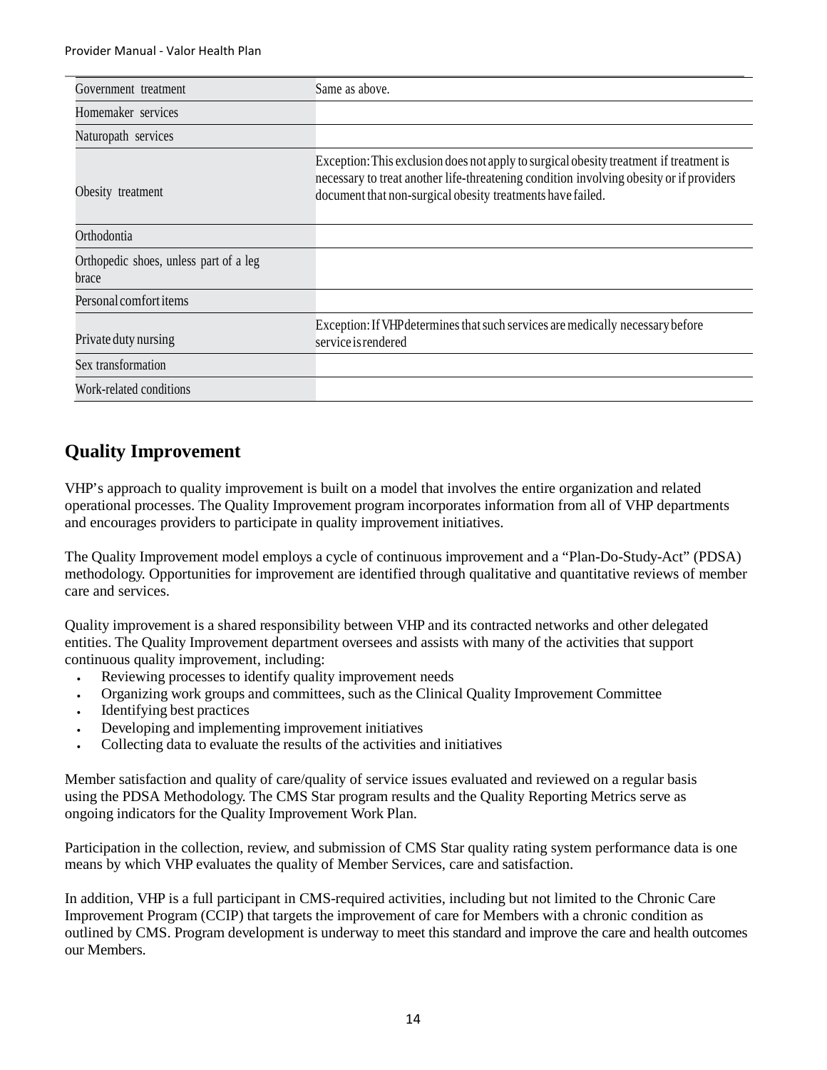| | |
|---|---|
| Government treatment | Same as above. |
| Homemaker services | |
| Naturopath services | |
| Obesity treatment | Exception: This exclusion does not apply to surgical obesity treatment if treatment is necessary to treat another life-threatening condition involving obesity or if providers document that non-surgical obesity treatments have failed. |
| Orthodontia | |
| Orthopedic shoes, unless part of a leg brace | |
| Personal comfort items | |
| Private duty nursing | Exception: If VHP determines that such services are medically necessary before service is rendered |
| Sex transformation | |
| Work-related conditions | |

## Quality Improvement

VHP's approach to quality improvement is built on a model that involves the entire organization and related operational processes. The Quality Improvement program incorporates information from all of VHP departments and encourages providers to participate in quality improvement initiatives.

The Quality Improvement model employs a cycle of continuous improvement and a "Plan-Do-Study-Act" (PDSA) methodology. Opportunities for improvement are identified through qualitative and quantitative reviews of member care and services.

Quality improvement is a shared responsibility between VHP and its contracted networks and other delegated entities. The Quality Improvement department oversees and assists with many of the activities that support continuous quality improvement, including:

- Reviewing processes to identify quality improvement needs
- Organizing work groups and committees, such as the Clinical Quality Improvement Committee
- Identifying best practices
- Developing and implementing improvement initiatives
- Collecting data to evaluate the results of the activities and initiatives

Member satisfaction and quality of care/quality of service issues evaluated and reviewed on a regular basis using the PDSA Methodology. The CMS Star program results and the Quality Reporting Metrics serve as ongoing indicators for the Quality Improvement Work Plan.

Participation in the collection, review, and submission of CMS Star quality rating system performance data is one means by which VHP evaluates the quality of Member Services, care and satisfaction.

In addition, VHP is a full participant in CMS-required activities, including but not limited to the Chronic Care Improvement Program (CCIP) that targets the improvement of care for Members with a chronic condition as outlined by CMS. Program development is underway to meet this standard and improve the care and health outcomes our Members.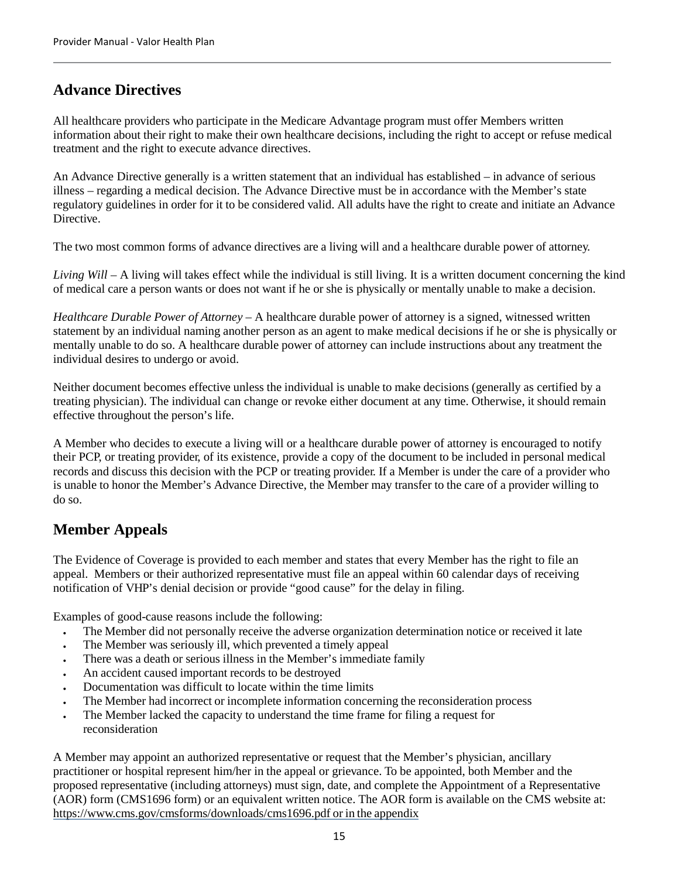## Advance Directives

All healthcare providers who participate in the Medicare Advantage program must offer Members written information about their right to make their own healthcare decisions, including the right to accept or refuse medical treatment and the right to execute advance directives.

An Advance Directive generally is a written statement that an individual has established – in advance of serious illness – regarding a medical decision. The Advance Directive must be in accordance with the Member's state regulatory guidelines in order for it to be considered valid. All adults have the right to create and initiate an Advance Directive.

The two most common forms of advance directives are a living will and a healthcare durable power of attorney.

*Living Will* – A living will takes effect while the individual is still living. It is a written document concerning the kind of medical care a person wants or does not want if he or she is physically or mentally unable to make a decision.

*Healthcare Durable Power of Attorney* – A healthcare durable power of attorney is a signed, witnessed written statement by an individual naming another person as an agent to make medical decisions if he or she is physically or mentally unable to do so. A healthcare durable power of attorney can include instructions about any treatment the individual desires to undergo or avoid.

Neither document becomes effective unless the individual is unable to make decisions (generally as certified by a treating physician). The individual can change or revoke either document at any time. Otherwise, it should remain effective throughout the person's life.

A Member who decides to execute a living will or a healthcare durable power of attorney is encouraged to notify their PCP, or treating provider, of its existence, provide a copy of the document to be included in personal medical records and discuss this decision with the PCP or treating provider. If a Member is under the care of a provider who is unable to honor the Member's Advance Directive, the Member may transfer to the care of a provider willing to do so.

## Member Appeals

The Evidence of Coverage is provided to each member and states that every Member has the right to file an appeal. Members or their authorized representative must file an appeal within 60 calendar days of receiving notification of VHP's denial decision or provide "good cause" for the delay in filing.

Examples of good-cause reasons include the following:

- The Member did not personally receive the adverse organization determination notice or received it late
- The Member was seriously ill, which prevented a timely appeal
- There was a death or serious illness in the Member's immediate family
- An accident caused important records to be destroyed
- Documentation was difficult to locate within the time limits
- The Member had incorrect or incomplete information concerning the reconsideration process
- The Member lacked the capacity to understand the time frame for filing a request for reconsideration

A Member may appoint an authorized representative or request that the Member's physician, ancillary practitioner or hospital represent him/her in the appeal or grievance. To be appointed, both Member and the proposed representative (including attorneys) must sign, date, and complete the Appointment of a Representative (AOR) form (CMS1696 form) or an equivalent written notice. The AOR form is available on the CMS website at: https://www.cms.gov/cmsforms/downloads/cms1696.pdf or in the appendix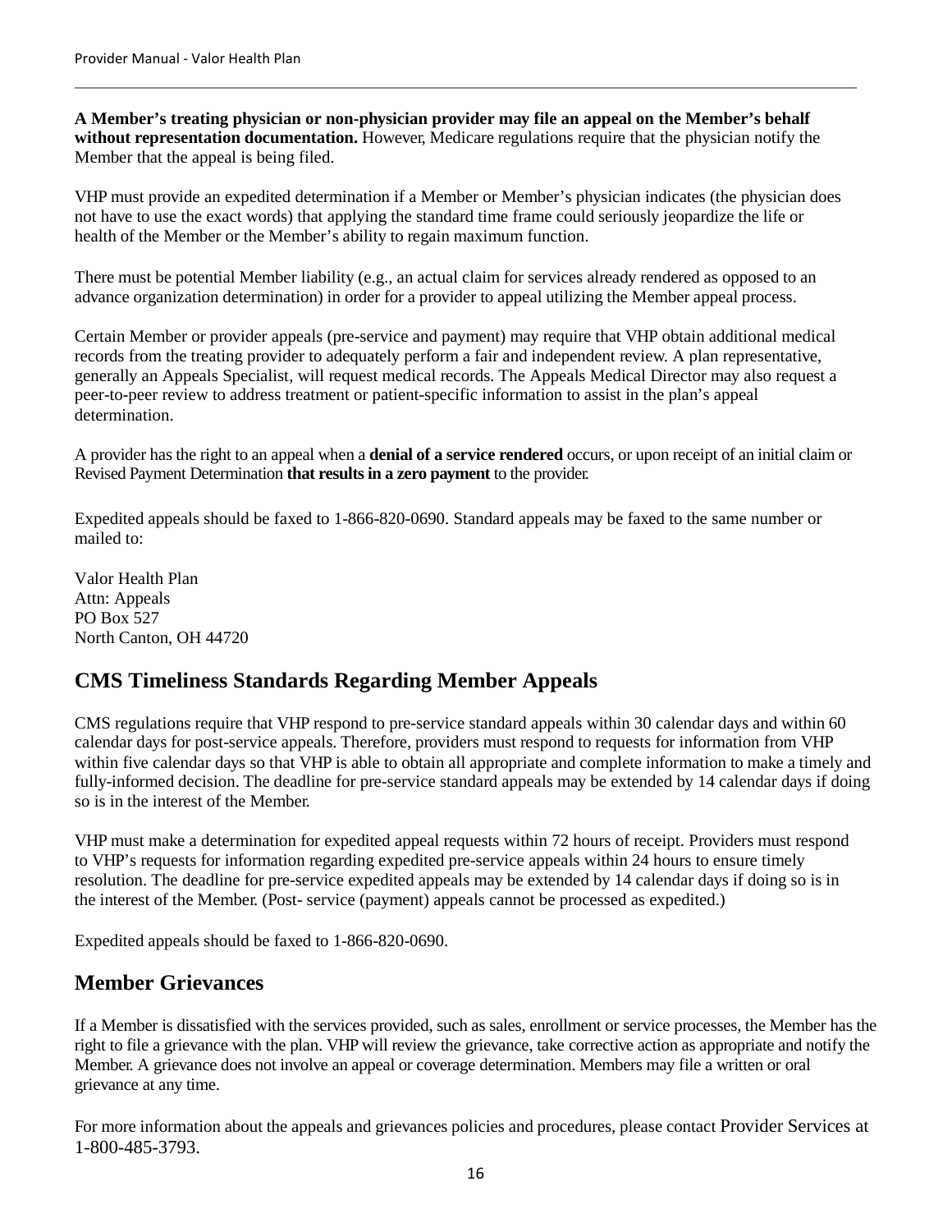**A Member's treating physician or non-physician provider may file an appeal on the Member's behalf without representation documentation.** However, Medicare regulations require that the physician notify the Member that the appeal is being filed.

VHP must provide an expedited determination if a Member or Member's physician indicates (the physician does not have to use the exact words) that applying the standard time frame could seriously jeopardize the life or health of the Member or the Member's ability to regain maximum function.

There must be potential Member liability (e.g., an actual claim for services already rendered as opposed to an advance organization determination) in order for a provider to appeal utilizing the Member appeal process.

Certain Member or provider appeals (pre-service and payment) may require that VHP obtain additional medical records from the treating provider to adequately perform a fair and independent review. A plan representative, generally an Appeals Specialist, will request medical records. The Appeals Medical Director may also request a peer-to-peer review to address treatment or patient-specific information to assist in the plan's appeal determination.

A provider has the right to an appeal when a **denial of a service rendered** occurs, or upon receipt of an initial claim or Revised Payment Determination **that results in a zero payment** to the provider.

Expedited appeals should be faxed to 1-866-820-0690. Standard appeals may be faxed to the same number or mailed to:

Valor Health Plan
Attn: Appeals
PO Box 527
North Canton, OH 44720

## CMS Timeliness Standards Regarding Member Appeals

CMS regulations require that VHP respond to pre-service standard appeals within 30 calendar days and within 60 calendar days for post-service appeals. Therefore, providers must respond to requests for information from VHP within five calendar days so that VHP is able to obtain all appropriate and complete information to make a timely and fully-informed decision. The deadline for pre-service standard appeals may be extended by 14 calendar days if doing so is in the interest of the Member.

VHP must make a determination for expedited appeal requests within 72 hours of receipt. Providers must respond to VHP's requests for information regarding expedited pre-service appeals within 24 hours to ensure timely resolution. The deadline for pre-service expedited appeals may be extended by 14 calendar days if doing so is in the interest of the Member. (Post- service (payment) appeals cannot be processed as expedited.)

Expedited appeals should be faxed to 1-866-820-0690.

## Member Grievances

If a Member is dissatisfied with the services provided, such as sales, enrollment or service processes, the Member has the right to file a grievance with the plan. VHP will review the grievance, take corrective action as appropriate and notify the Member. A grievance does not involve an appeal or coverage determination. Members may file a written or oral grievance at any time.

For more information about the appeals and grievances policies and procedures, please contact Provider Services at 1-800-485-3793.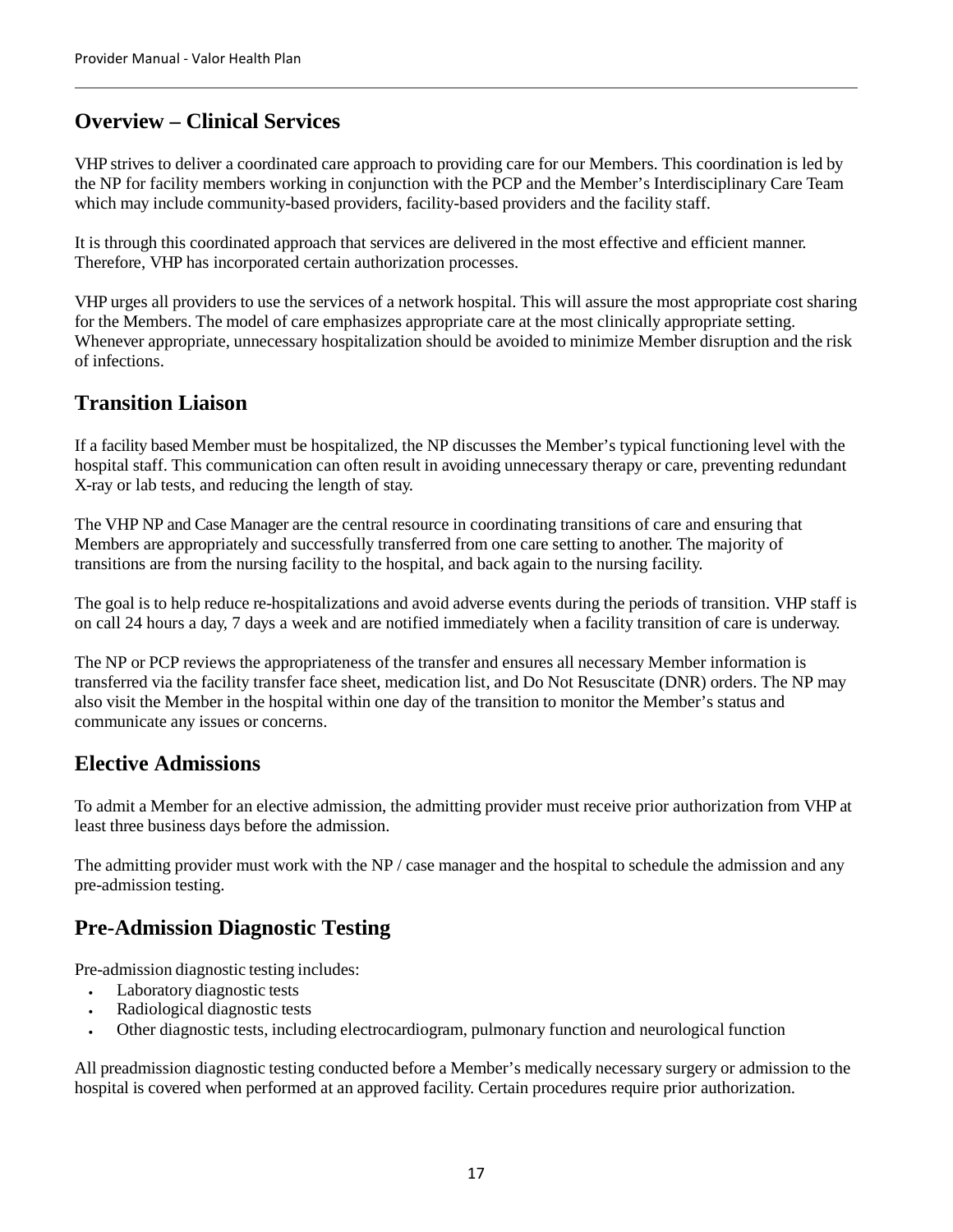## Overview – Clinical Services

VHP strives to deliver a coordinated care approach to providing care for our Members. This coordination is led by the NP for facility members working in conjunction with the PCP and the Member's Interdisciplinary Care Team which may include community-based providers, facility-based providers and the facility staff.

It is through this coordinated approach that services are delivered in the most effective and efficient manner. Therefore, VHP has incorporated certain authorization processes.

VHP urges all providers to use the services of a network hospital. This will assure the most appropriate cost sharing for the Members. The model of care emphasizes appropriate care at the most clinically appropriate setting. Whenever appropriate, unnecessary hospitalization should be avoided to minimize Member disruption and the risk of infections.

## Transition Liaison

If a facility based Member must be hospitalized, the NP discusses the Member's typical functioning level with the hospital staff. This communication can often result in avoiding unnecessary therapy or care, preventing redundant X-ray or lab tests, and reducing the length of stay.

The VHP NP and Case Manager are the central resource in coordinating transitions of care and ensuring that Members are appropriately and successfully transferred from one care setting to another. The majority of transitions are from the nursing facility to the hospital, and back again to the nursing facility.

The goal is to help reduce re-hospitalizations and avoid adverse events during the periods of transition. VHP staff is on call 24 hours a day, 7 days a week and are notified immediately when a facility transition of care is underway.

The NP or PCP reviews the appropriateness of the transfer and ensures all necessary Member information is transferred via the facility transfer face sheet, medication list, and Do Not Resuscitate (DNR) orders. The NP may also visit the Member in the hospital within one day of the transition to monitor the Member's status and communicate any issues or concerns.

## Elective Admissions

To admit a Member for an elective admission, the admitting provider must receive prior authorization from VHP at least three business days before the admission.

The admitting provider must work with the NP / case manager and the hospital to schedule the admission and any pre-admission testing.

## Pre-Admission Diagnostic Testing

Pre-admission diagnostic testing includes:

- Laboratory diagnostic tests
- Radiological diagnostic tests
- Other diagnostic tests, including electrocardiogram, pulmonary function and neurological function

All preadmission diagnostic testing conducted before a Member's medically necessary surgery or admission to the hospital is covered when performed at an approved facility. Certain procedures require prior authorization.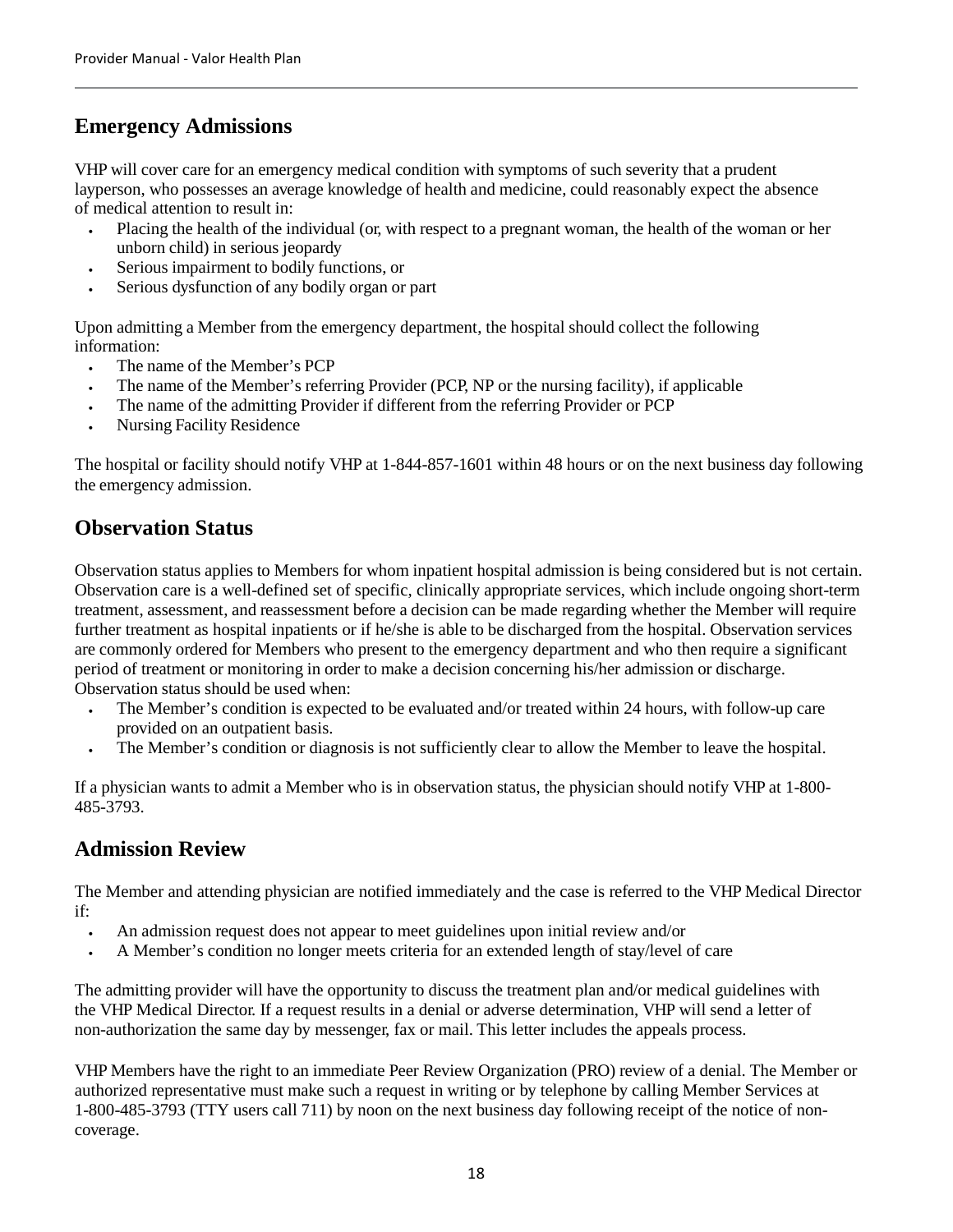## Emergency Admissions

VHP will cover care for an emergency medical condition with symptoms of such severity that a prudent layperson, who possesses an average knowledge of health and medicine, could reasonably expect the absence of medical attention to result in:

- Placing the health of the individual (or, with respect to a pregnant woman, the health of the woman or her unborn child) in serious jeopardy
- Serious impairment to bodily functions, or
- Serious dysfunction of any bodily organ or part

Upon admitting a Member from the emergency department, the hospital should collect the following information:

- The name of the Member's PCP
- The name of the Member's referring Provider (PCP, NP or the nursing facility), if applicable
- The name of the admitting Provider if different from the referring Provider or PCP
- Nursing Facility Residence

The hospital or facility should notify VHP at 1-844-857-1601 within 48 hours or on the next business day following the emergency admission.

## Observation Status

Observation status applies to Members for whom inpatient hospital admission is being considered but is not certain. Observation care is a well-defined set of specific, clinically appropriate services, which include ongoing short-term treatment, assessment, and reassessment before a decision can be made regarding whether the Member will require further treatment as hospital inpatients or if he/she is able to be discharged from the hospital. Observation services are commonly ordered for Members who present to the emergency department and who then require a significant period of treatment or monitoring in order to make a decision concerning his/her admission or discharge. Observation status should be used when:

- The Member's condition is expected to be evaluated and/or treated within 24 hours, with follow-up care provided on an outpatient basis.
- The Member's condition or diagnosis is not sufficiently clear to allow the Member to leave the hospital.

If a physician wants to admit a Member who is in observation status, the physician should notify VHP at 1-800-485-3793.

## Admission Review

The Member and attending physician are notified immediately and the case is referred to the VHP Medical Director if:

- An admission request does not appear to meet guidelines upon initial review and/or
- A Member's condition no longer meets criteria for an extended length of stay/level of care

The admitting provider will have the opportunity to discuss the treatment plan and/or medical guidelines with the VHP Medical Director. If a request results in a denial or adverse determination, VHP will send a letter of non-authorization the same day by messenger, fax or mail. This letter includes the appeals process.

VHP Members have the right to an immediate Peer Review Organization (PRO) review of a denial. The Member or authorized representative must make such a request in writing or by telephone by calling Member Services at 1-800-485-3793 (TTY users call 711) by noon on the next business day following receipt of the notice of non-coverage.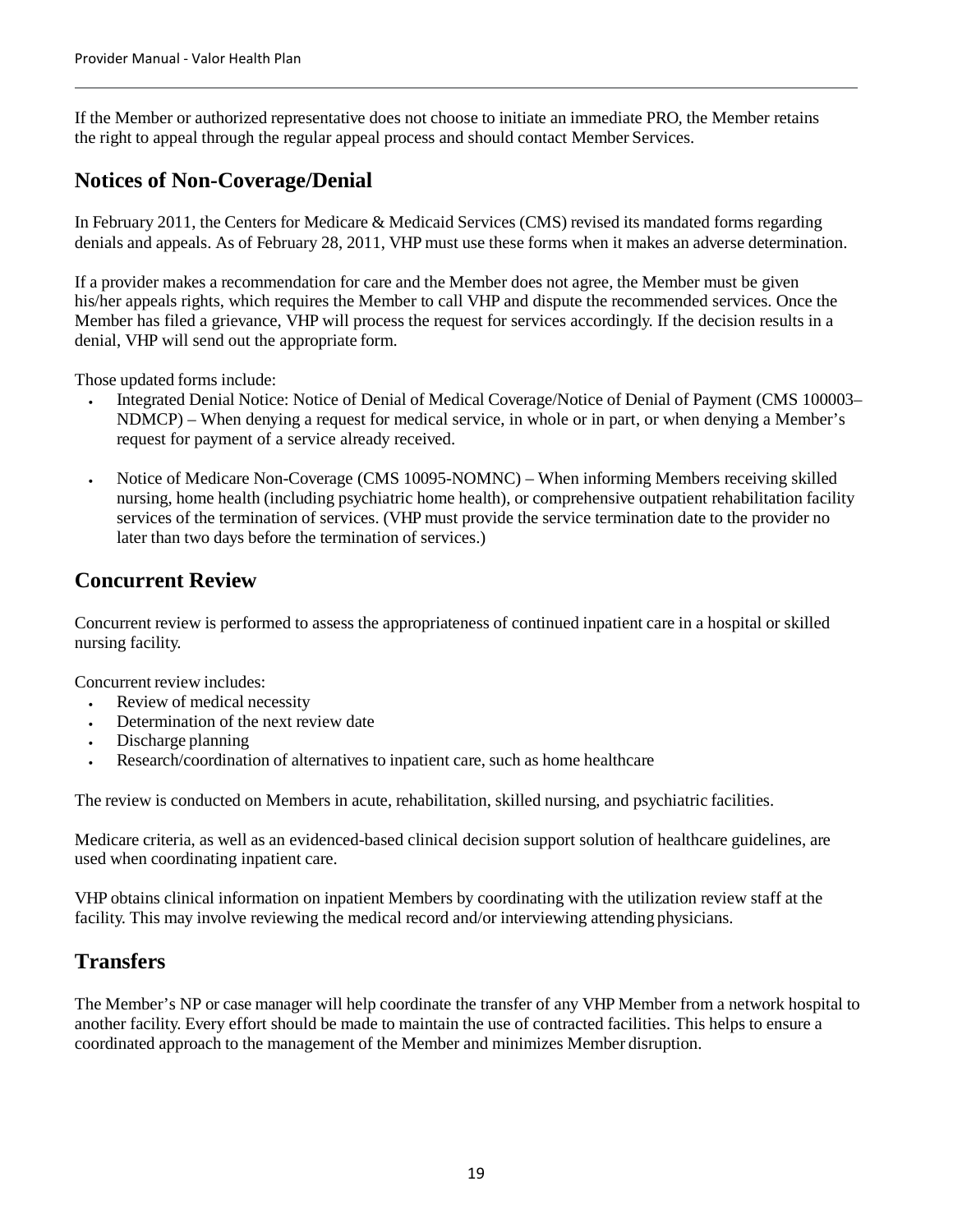If the Member or authorized representative does not choose to initiate an immediate PRO, the Member retains the right to appeal through the regular appeal process and should contact Member Services.

## Notices of Non-Coverage/Denial

In February 2011, the Centers for Medicare & Medicaid Services (CMS) revised its mandated forms regarding denials and appeals. As of February 28, 2011, VHP must use these forms when it makes an adverse determination.

If a provider makes a recommendation for care and the Member does not agree, the Member must be given his/her appeals rights, which requires the Member to call VHP and dispute the recommended services. Once the Member has filed a grievance, VHP will process the request for services accordingly. If the decision results in a denial, VHP will send out the appropriate form.

Those updated forms include:

- Integrated Denial Notice: Notice of Denial of Medical Coverage/Notice of Denial of Payment (CMS 100003–NDMCP) – When denying a request for medical service, in whole or in part, or when denying a Member's request for payment of a service already received.
- Notice of Medicare Non-Coverage (CMS 10095-NOMNC) – When informing Members receiving skilled nursing, home health (including psychiatric home health), or comprehensive outpatient rehabilitation facility services of the termination of services. (VHP must provide the service termination date to the provider no later than two days before the termination of services.)

## Concurrent Review

Concurrent review is performed to assess the appropriateness of continued inpatient care in a hospital or skilled nursing facility.

Concurrent review includes:

- Review of medical necessity
- Determination of the next review date
- Discharge planning
- Research/coordination of alternatives to inpatient care, such as home healthcare

The review is conducted on Members in acute, rehabilitation, skilled nursing, and psychiatric facilities.

Medicare criteria, as well as an evidenced-based clinical decision support solution of healthcare guidelines, are used when coordinating inpatient care.

VHP obtains clinical information on inpatient Members by coordinating with the utilization review staff at the facility. This may involve reviewing the medical record and/or interviewing attending physicians.

## Transfers

The Member's NP or case manager will help coordinate the transfer of any VHP Member from a network hospital to another facility. Every effort should be made to maintain the use of contracted facilities. This helps to ensure a coordinated approach to the management of the Member and minimizes Member disruption.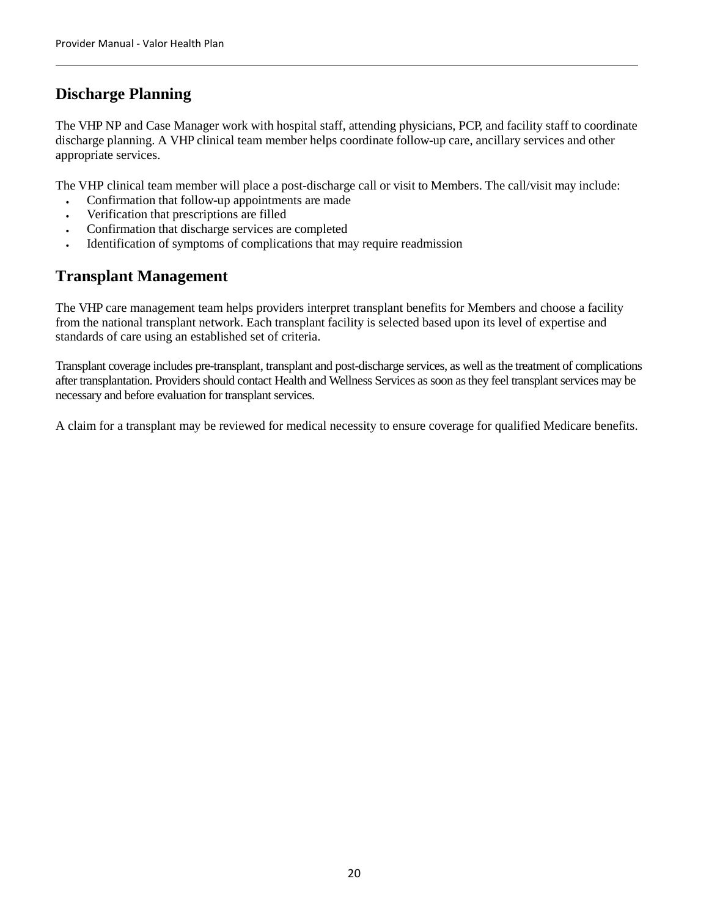## Discharge Planning

The VHP NP and Case Manager work with hospital staff, attending physicians, PCP, and facility staff to coordinate discharge planning. A VHP clinical team member helps coordinate follow-up care, ancillary services and other appropriate services.

The VHP clinical team member will place a post-discharge call or visit to Members. The call/visit may include:

- Confirmation that follow-up appointments are made
- Verification that prescriptions are filled
- Confirmation that discharge services are completed
- Identification of symptoms of complications that may require readmission

## Transplant Management

The VHP care management team helps providers interpret transplant benefits for Members and choose a facility from the national transplant network. Each transplant facility is selected based upon its level of expertise and standards of care using an established set of criteria.

Transplant coverage includes pre-transplant, transplant and post-discharge services, as well as the treatment of complications after transplantation. Providers should contact Health and Wellness Services as soon as they feel transplant services may be necessary and before evaluation for transplant services.

A claim for a transplant may be reviewed for medical necessity to ensure coverage for qualified Medicare benefits.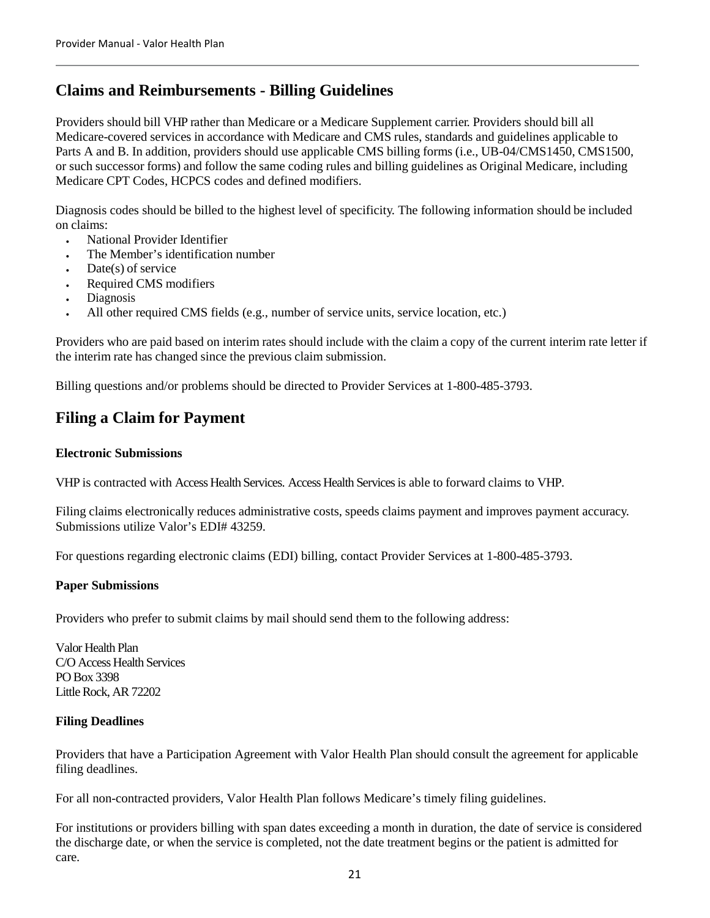## Claims and Reimbursements - Billing Guidelines

Providers should bill VHP rather than Medicare or a Medicare Supplement carrier. Providers should bill all Medicare-covered services in accordance with Medicare and CMS rules, standards and guidelines applicable to Parts A and B. In addition, providers should use applicable CMS billing forms (i.e., UB-04/CMS1450, CMS1500, or such successor forms) and follow the same coding rules and billing guidelines as Original Medicare, including Medicare CPT Codes, HCPCS codes and defined modifiers.

Diagnosis codes should be billed to the highest level of specificity. The following information should be included on claims:

- National Provider Identifier
- The Member's identification number
- Date(s) of service
- Required CMS modifiers
- Diagnosis
- All other required CMS fields (e.g., number of service units, service location, etc.)

Providers who are paid based on interim rates should include with the claim a copy of the current interim rate letter if the interim rate has changed since the previous claim submission.

Billing questions and/or problems should be directed to Provider Services at 1-800-485-3793.

## Filing a Claim for Payment

**Electronic Submissions**

VHP is contracted with Access Health Services. Access Health Services is able to forward claims to VHP.

Filing claims electronically reduces administrative costs, speeds claims payment and improves payment accuracy. Submissions utilize Valor's EDI# 43259.

For questions regarding electronic claims (EDI) billing, contact Provider Services at 1-800-485-3793.

**Paper Submissions**

Providers who prefer to submit claims by mail should send them to the following address:

Valor Health Plan
C/O Access Health Services
PO Box 3398
Little Rock, AR 72202

**Filing Deadlines**

Providers that have a Participation Agreement with Valor Health Plan should consult the agreement for applicable filing deadlines.

For all non-contracted providers, Valor Health Plan follows Medicare's timely filing guidelines.

For institutions or providers billing with span dates exceeding a month in duration, the date of service is considered the discharge date, or when the service is completed, not the date treatment begins or the patient is admitted for care.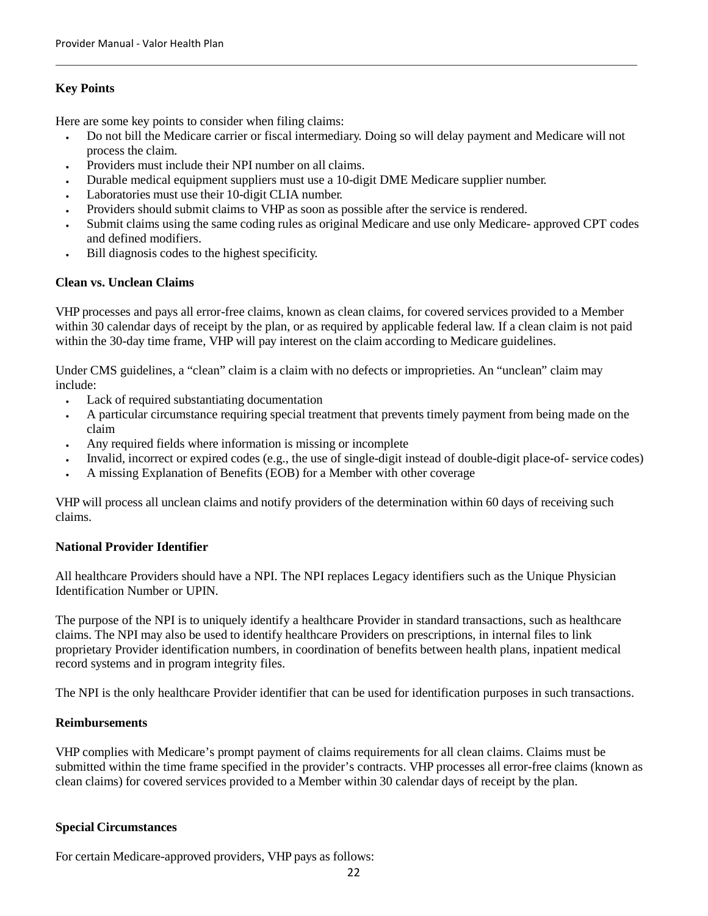### Key Points

Here are some key points to consider when filing claims:

- Do not bill the Medicare carrier or fiscal intermediary. Doing so will delay payment and Medicare will not process the claim.
- Providers must include their NPI number on all claims.
- Durable medical equipment suppliers must use a 10-digit DME Medicare supplier number.
- Laboratories must use their 10-digit CLIA number.
- Providers should submit claims to VHP as soon as possible after the service is rendered.
- Submit claims using the same coding rules as original Medicare and use only Medicare- approved CPT codes and defined modifiers.
- Bill diagnosis codes to the highest specificity.

### Clean vs. Unclean Claims

VHP processes and pays all error-free claims, known as clean claims, for covered services provided to a Member within 30 calendar days of receipt by the plan, or as required by applicable federal law. If a clean claim is not paid within the 30-day time frame, VHP will pay interest on the claim according to Medicare guidelines.

Under CMS guidelines, a "clean" claim is a claim with no defects or improprieties. An "unclean" claim may include:

- Lack of required substantiating documentation
- A particular circumstance requiring special treatment that prevents timely payment from being made on the claim
- Any required fields where information is missing or incomplete
- Invalid, incorrect or expired codes (e.g., the use of single-digit instead of double-digit place-of- service codes)
- A missing Explanation of Benefits (EOB) for a Member with other coverage

VHP will process all unclean claims and notify providers of the determination within 60 days of receiving such claims.

### National Provider Identifier

All healthcare Providers should have a NPI. The NPI replaces Legacy identifiers such as the Unique Physician Identification Number or UPIN.

The purpose of the NPI is to uniquely identify a healthcare Provider in standard transactions, such as healthcare claims. The NPI may also be used to identify healthcare Providers on prescriptions, in internal files to link proprietary Provider identification numbers, in coordination of benefits between health plans, inpatient medical record systems and in program integrity files.

The NPI is the only healthcare Provider identifier that can be used for identification purposes in such transactions.

### Reimbursements

VHP complies with Medicare's prompt payment of claims requirements for all clean claims. Claims must be submitted within the time frame specified in the provider's contracts. VHP processes all error-free claims (known as clean claims) for covered services provided to a Member within 30 calendar days of receipt by the plan.

### Special Circumstances

For certain Medicare-approved providers, VHP pays as follows: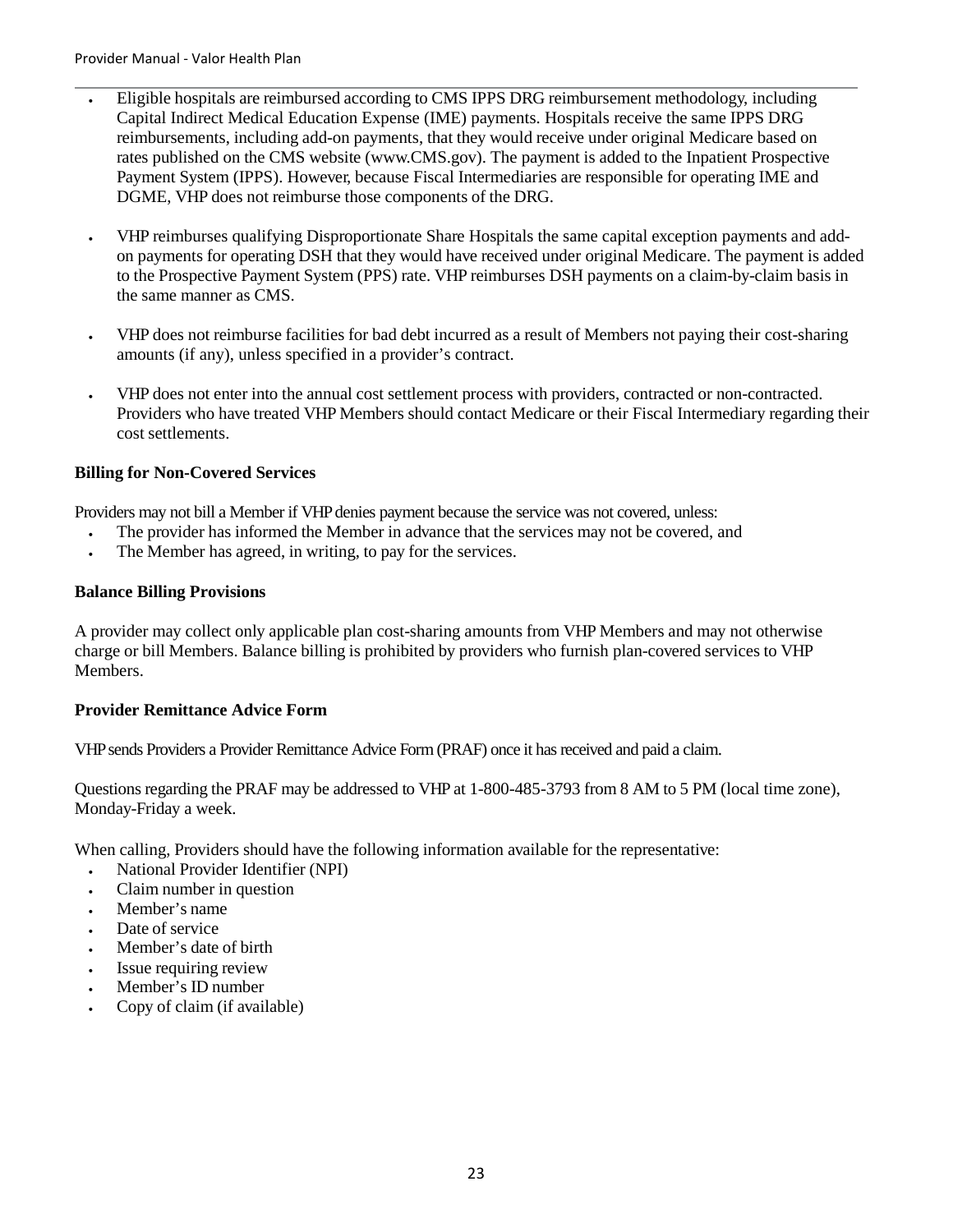- Eligible hospitals are reimbursed according to CMS IPPS DRG reimbursement methodology, including Capital Indirect Medical Education Expense (IME) payments. Hospitals receive the same IPPS DRG reimbursements, including add-on payments, that they would receive under original Medicare based on rates published on the CMS website (www.CMS.gov). The payment is added to the Inpatient Prospective Payment System (IPPS). However, because Fiscal Intermediaries are responsible for operating IME and DGME, VHP does not reimburse those components of the DRG.

- VHP reimburses qualifying Disproportionate Share Hospitals the same capital exception payments and add-on payments for operating DSH that they would have received under original Medicare. The payment is added to the Prospective Payment System (PPS) rate. VHP reimburses DSH payments on a claim-by-claim basis in the same manner as CMS.

- VHP does not reimburse facilities for bad debt incurred as a result of Members not paying their cost-sharing amounts (if any), unless specified in a provider's contract.

- VHP does not enter into the annual cost settlement process with providers, contracted or non-contracted. Providers who have treated VHP Members should contact Medicare or their Fiscal Intermediary regarding their cost settlements.

**Billing for Non-Covered Services**

Providers may not bill a Member if VHP denies payment because the service was not covered, unless:

- The provider has informed the Member in advance that the services may not be covered, and
- The Member has agreed, in writing, to pay for the services.

**Balance Billing Provisions**

A provider may collect only applicable plan cost-sharing amounts from VHP Members and may not otherwise charge or bill Members. Balance billing is prohibited by providers who furnish plan-covered services to VHP Members.

**Provider Remittance Advice Form**

VHP sends Providers a Provider Remittance Advice Form (PRAF) once it has received and paid a claim.

Questions regarding the PRAF may be addressed to VHP at 1-800-485-3793 from 8 AM to 5 PM (local time zone), Monday-Friday a week.

When calling, Providers should have the following information available for the representative:

- National Provider Identifier (NPI)
- Claim number in question
- Member's name
- Date of service
- Member's date of birth
- Issue requiring review
- Member's ID number
- Copy of claim (if available)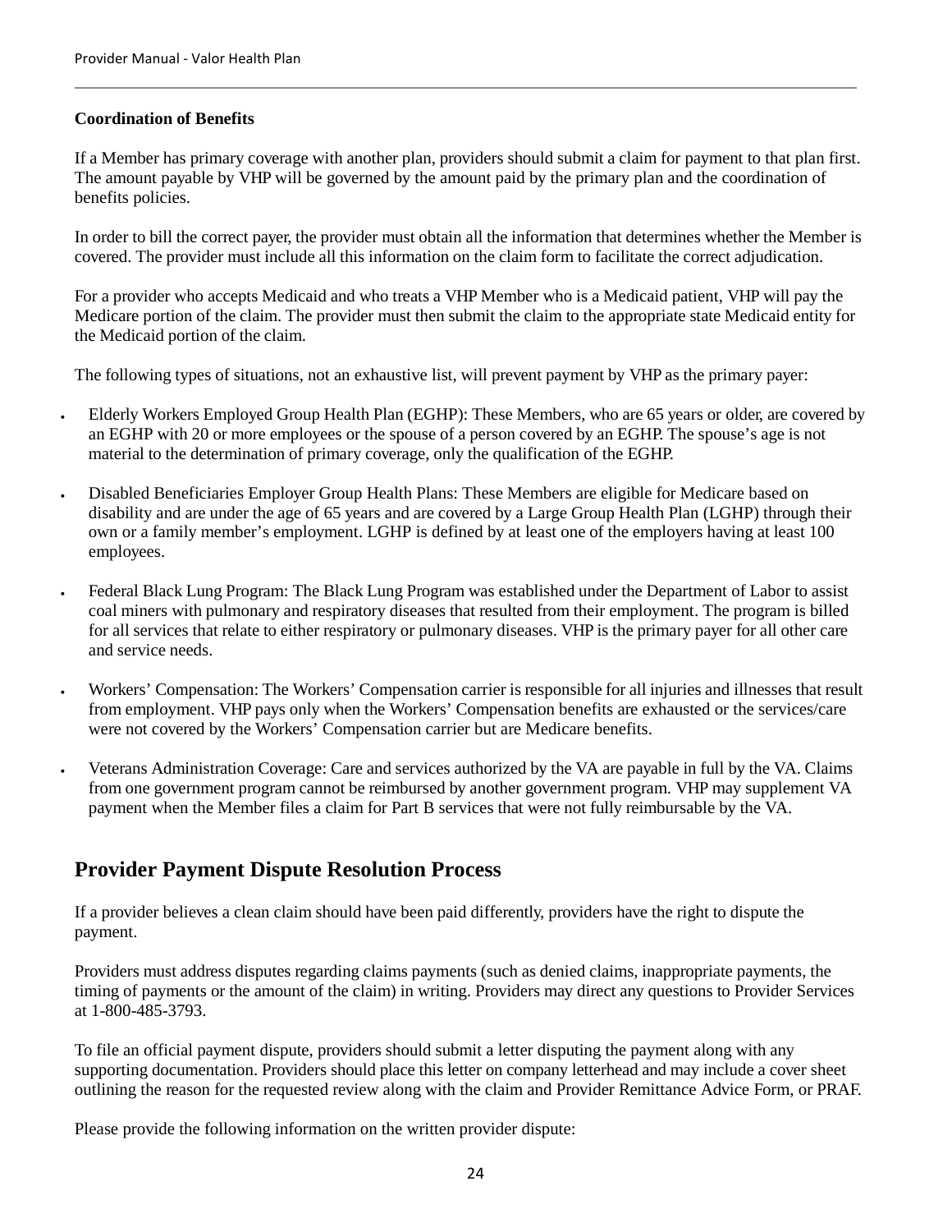**Coordination of Benefits**

If a Member has primary coverage with another plan, providers should submit a claim for payment to that plan first. The amount payable by VHP will be governed by the amount paid by the primary plan and the coordination of benefits policies.

In order to bill the correct payer, the provider must obtain all the information that determines whether the Member is covered. The provider must include all this information on the claim form to facilitate the correct adjudication.

For a provider who accepts Medicaid and who treats a VHP Member who is a Medicaid patient, VHP will pay the Medicare portion of the claim. The provider must then submit the claim to the appropriate state Medicaid entity for the Medicaid portion of the claim.

The following types of situations, not an exhaustive list, will prevent payment by VHP as the primary payer:

- Elderly Workers Employed Group Health Plan (EGHP): These Members, who are 65 years or older, are covered by an EGHP with 20 or more employees or the spouse of a person covered by an EGHP. The spouse's age is not material to the determination of primary coverage, only the qualification of the EGHP.
- Disabled Beneficiaries Employer Group Health Plans: These Members are eligible for Medicare based on disability and are under the age of 65 years and are covered by a Large Group Health Plan (LGHP) through their own or a family member's employment. LGHP is defined by at least one of the employers having at least 100 employees.
- Federal Black Lung Program: The Black Lung Program was established under the Department of Labor to assist coal miners with pulmonary and respiratory diseases that resulted from their employment. The program is billed for all services that relate to either respiratory or pulmonary diseases. VHP is the primary payer for all other care and service needs.
- Workers' Compensation: The Workers' Compensation carrier is responsible for all injuries and illnesses that result from employment. VHP pays only when the Workers' Compensation benefits are exhausted or the services/care were not covered by the Workers' Compensation carrier but are Medicare benefits.
- Veterans Administration Coverage: Care and services authorized by the VA are payable in full by the VA. Claims from one government program cannot be reimbursed by another government program. VHP may supplement VA payment when the Member files a claim for Part B services that were not fully reimbursable by the VA.

## Provider Payment Dispute Resolution Process

If a provider believes a clean claim should have been paid differently, providers have the right to dispute the payment.

Providers must address disputes regarding claims payments (such as denied claims, inappropriate payments, the timing of payments or the amount of the claim) in writing. Providers may direct any questions to Provider Services at 1-800-485-3793.

To file an official payment dispute, providers should submit a letter disputing the payment along with any supporting documentation. Providers should place this letter on company letterhead and may include a cover sheet outlining the reason for the requested review along with the claim and Provider Remittance Advice Form, or PRAF.

Please provide the following information on the written provider dispute: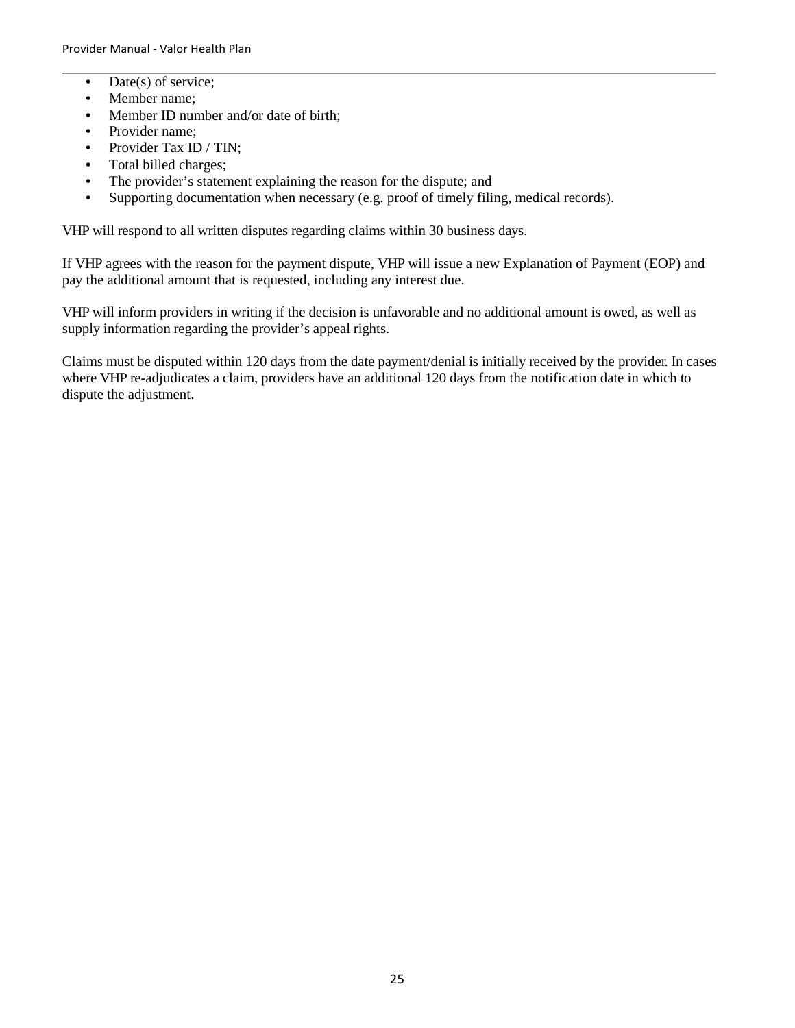- Date(s) of service;
- Member name;
- Member ID number and/or date of birth;
- Provider name;
- Provider Tax ID / TIN;
- Total billed charges;
- The provider's statement explaining the reason for the dispute; and
- Supporting documentation when necessary (e.g. proof of timely filing, medical records).

VHP will respond to all written disputes regarding claims within 30 business days.

If VHP agrees with the reason for the payment dispute, VHP will issue a new Explanation of Payment (EOP) and pay the additional amount that is requested, including any interest due.

VHP will inform providers in writing if the decision is unfavorable and no additional amount is owed, as well as supply information regarding the provider's appeal rights.

Claims must be disputed within 120 days from the date payment/denial is initially received by the provider. In cases where VHP re-adjudicates a claim, providers have an additional 120 days from the notification date in which to dispute the adjustment.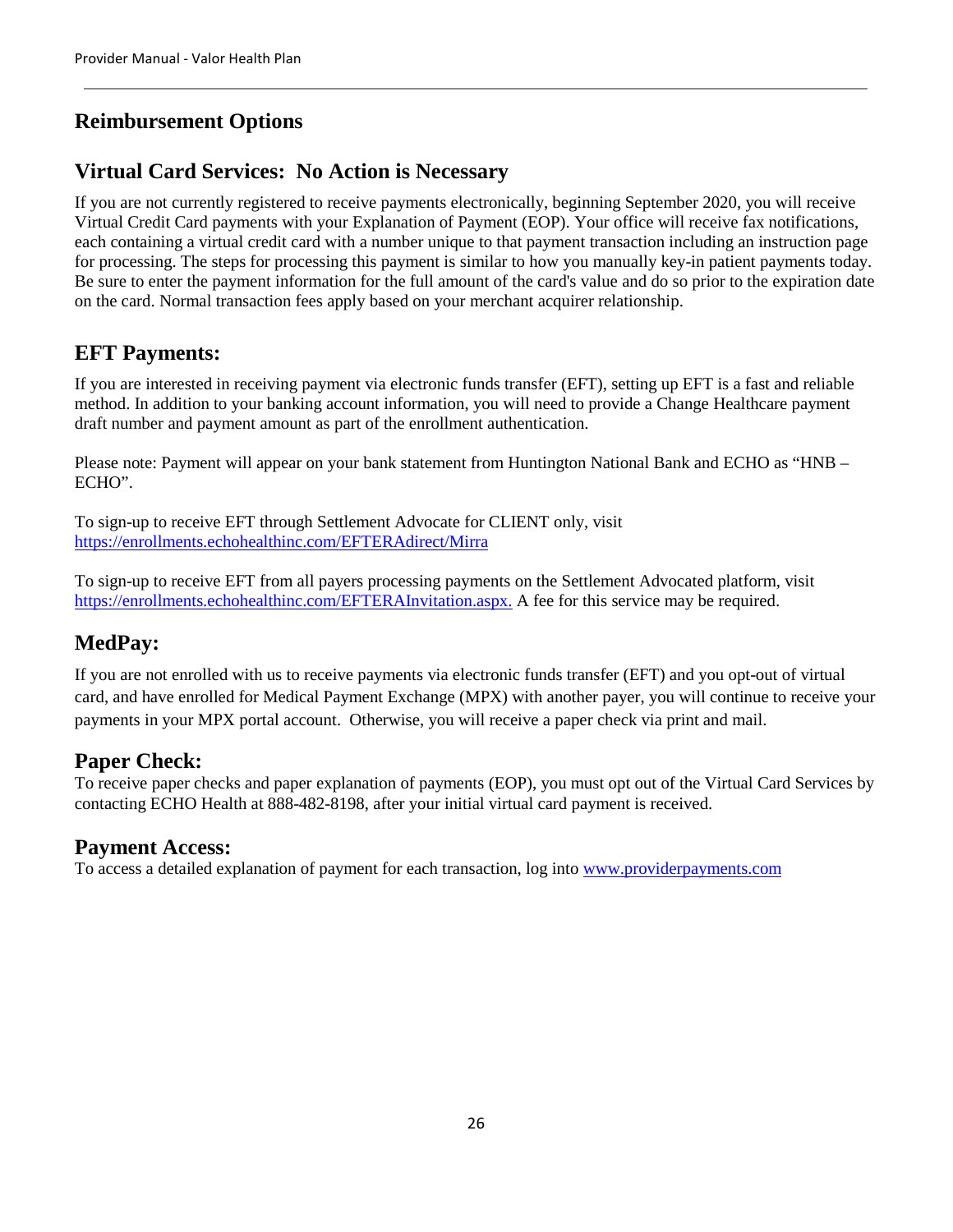## Reimbursement Options

## Virtual Card Services: No Action is Necessary

If you are not currently registered to receive payments electronically, beginning September 2020, you will receive Virtual Credit Card payments with your Explanation of Payment (EOP). Your office will receive fax notifications, each containing a virtual credit card with a number unique to that payment transaction including an instruction page for processing. The steps for processing this payment is similar to how you manually key-in patient payments today. Be sure to enter the payment information for the full amount of the card's value and do so prior to the expiration date on the card. Normal transaction fees apply based on your merchant acquirer relationship.

## EFT Payments:

If you are interested in receiving payment via electronic funds transfer (EFT), setting up EFT is a fast and reliable method. In addition to your banking account information, you will need to provide a Change Healthcare payment draft number and payment amount as part of the enrollment authentication.

Please note: Payment will appear on your bank statement from Huntington National Bank and ECHO as "HNB – ECHO".

To sign-up to receive EFT through Settlement Advocate for CLIENT only, visit https://enrollments.echohealthinc.com/EFTERAdirect/Mirra

To sign-up to receive EFT from all payers processing payments on the Settlement Advocated platform, visit https://enrollments.echohealthinc.com/EFTERAInvitation.aspx. A fee for this service may be required.

## MedPay:

If you are not enrolled with us to receive payments via electronic funds transfer (EFT) and you opt-out of virtual card, and have enrolled for Medical Payment Exchange (MPX) with another payer, you will continue to receive your payments in your MPX portal account. Otherwise, you will receive a paper check via print and mail.

## Paper Check:

To receive paper checks and paper explanation of payments (EOP), you must opt out of the Virtual Card Services by contacting ECHO Health at 888-482-8198, after your initial virtual card payment is received.

## Payment Access:

To access a detailed explanation of payment for each transaction, log into www.providerpayments.com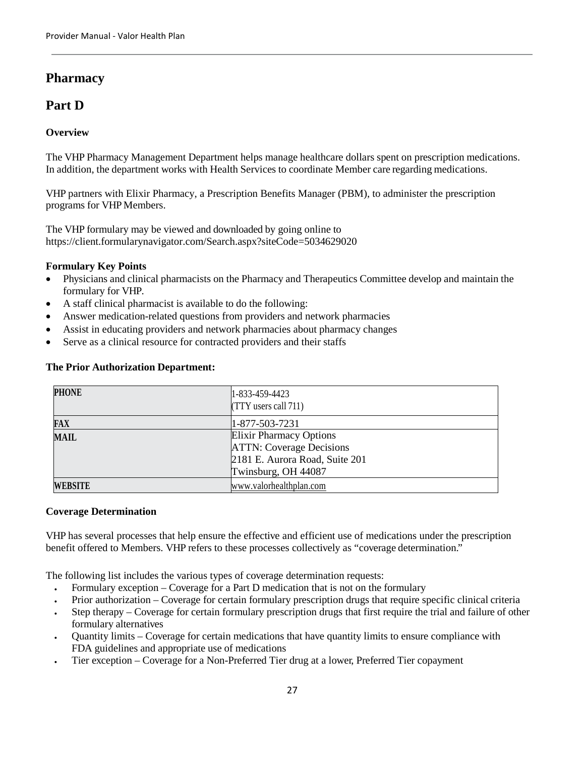# Pharmacy

# Part D

### Overview

The VHP Pharmacy Management Department helps manage healthcare dollars spent on prescription medications. In addition, the department works with Health Services to coordinate Member care regarding medications.

VHP partners with Elixir Pharmacy, a Prescription Benefits Manager (PBM), to administer the prescription programs for VHP Members.

The VHP formulary may be viewed and downloaded by going online to https://client.formularynavigator.com/Search.aspx?siteCode=5034629020

### Formulary Key Points

- Physicians and clinical pharmacists on the Pharmacy and Therapeutics Committee develop and maintain the formulary for VHP.
- A staff clinical pharmacist is available to do the following:
- Answer medication-related questions from providers and network pharmacies
- Assist in educating providers and network pharmacies about pharmacy changes
- Serve as a clinical resource for contracted providers and their staffs

### The Prior Authorization Department:

| | |
|---|---|
| **PHONE** | 1-833-459-4423<br>(TTY users call 711) |
| **FAX** | 1-877-503-7231 |
| **MAIL** | Elixir Pharmacy Options<br>ATTN: Coverage Decisions<br>2181 E. Aurora Road, Suite 201<br>Twinsburg, OH 44087 |
| **WEBSITE** | www.valorhealthplan.com |

### Coverage Determination

VHP has several processes that help ensure the effective and efficient use of medications under the prescription benefit offered to Members. VHP refers to these processes collectively as "coverage determination."

The following list includes the various types of coverage determination requests:

- Formulary exception – Coverage for a Part D medication that is not on the formulary
- Prior authorization – Coverage for certain formulary prescription drugs that require specific clinical criteria
- Step therapy – Coverage for certain formulary prescription drugs that first require the trial and failure of other formulary alternatives
- Quantity limits – Coverage for certain medications that have quantity limits to ensure compliance with FDA guidelines and appropriate use of medications
- Tier exception – Coverage for a Non-Preferred Tier drug at a lower, Preferred Tier copayment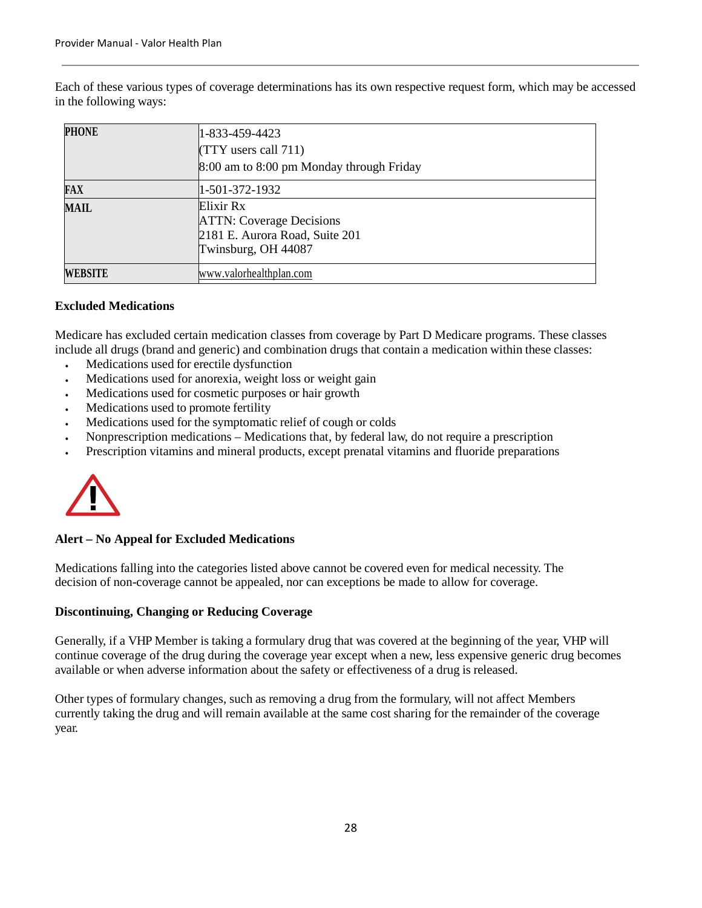Each of these various types of coverage determinations has its own respective request form, which may be accessed in the following ways:

| | |
|---|---|
| **PHONE** | 1-833-459-4423<br>(TTY users call 711)<br>8:00 am to 8:00 pm Monday through Friday |
| **FAX** | 1-501-372-1932 |
| **MAIL** | Elixir Rx<br>ATTN: Coverage Decisions<br>2181 E. Aurora Road, Suite 201<br>Twinsburg, OH 44087 |
| **WEBSITE** | www.valorhealthplan.com |

**Excluded Medications**

Medicare has excluded certain medication classes from coverage by Part D Medicare programs. These classes include all drugs (brand and generic) and combination drugs that contain a medication within these classes:

- Medications used for erectile dysfunction
- Medications used for anorexia, weight loss or weight gain
- Medications used for cosmetic purposes or hair growth
- Medications used to promote fertility
- Medications used for the symptomatic relief of cough or colds
- Nonprescription medications – Medications that, by federal law, do not require a prescription
- Prescription vitamins and mineral products, except prenatal vitamins and fluoride preparations

**Alert – No Appeal for Excluded Medications**

Medications falling into the categories listed above cannot be covered even for medical necessity. The decision of non-coverage cannot be appealed, nor can exceptions be made to allow for coverage.

**Discontinuing, Changing or Reducing Coverage**

Generally, if a VHP Member is taking a formulary drug that was covered at the beginning of the year, VHP will continue coverage of the drug during the coverage year except when a new, less expensive generic drug becomes available or when adverse information about the safety or effectiveness of a drug is released.

Other types of formulary changes, such as removing a drug from the formulary, will not affect Members currently taking the drug and will remain available at the same cost sharing for the remainder of the coverage year.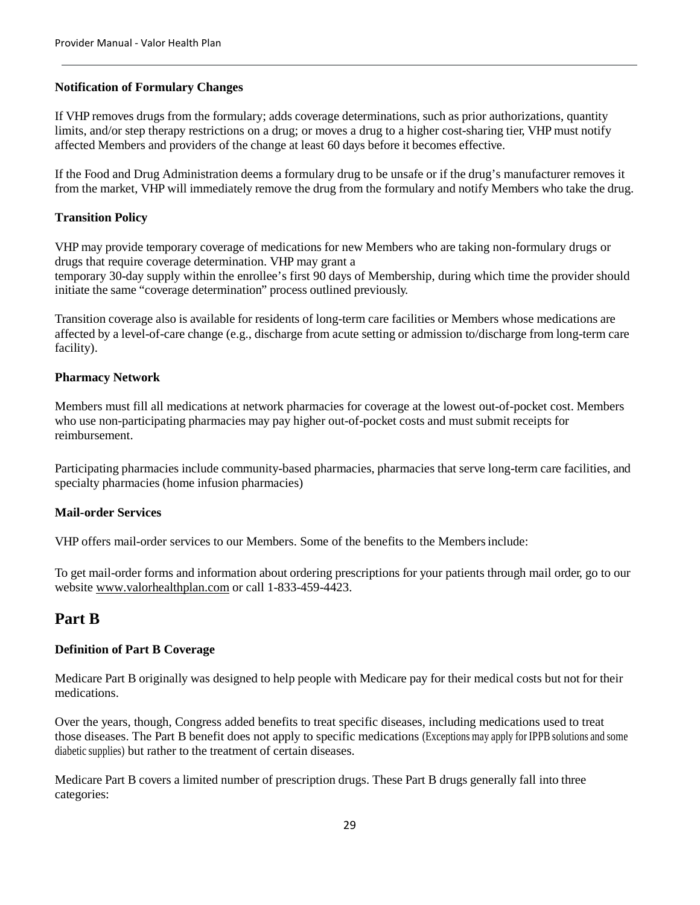#### Notification of Formulary Changes

If VHP removes drugs from the formulary; adds coverage determinations, such as prior authorizations, quantity limits, and/or step therapy restrictions on a drug; or moves a drug to a higher cost-sharing tier, VHP must notify affected Members and providers of the change at least 60 days before it becomes effective.

If the Food and Drug Administration deems a formulary drug to be unsafe or if the drug's manufacturer removes it from the market, VHP will immediately remove the drug from the formulary and notify Members who take the drug.

#### Transition Policy

VHP may provide temporary coverage of medications for new Members who are taking non-formulary drugs or drugs that require coverage determination. VHP may grant a temporary 30-day supply within the enrollee's first 90 days of Membership, during which time the provider should initiate the same "coverage determination" process outlined previously.

Transition coverage also is available for residents of long-term care facilities or Members whose medications are affected by a level-of-care change (e.g., discharge from acute setting or admission to/discharge from long-term care facility).

#### Pharmacy Network

Members must fill all medications at network pharmacies for coverage at the lowest out-of-pocket cost. Members who use non-participating pharmacies may pay higher out-of-pocket costs and must submit receipts for reimbursement.

Participating pharmacies include community-based pharmacies, pharmacies that serve long-term care facilities, and specialty pharmacies (home infusion pharmacies)

#### Mail-order Services

VHP offers mail-order services to our Members. Some of the benefits to the Members include:

To get mail-order forms and information about ordering prescriptions for your patients through mail order, go to our website www.valorhealthplan.com or call 1-833-459-4423.

## Part B

#### Definition of Part B Coverage

Medicare Part B originally was designed to help people with Medicare pay for their medical costs but not for their medications.

Over the years, though, Congress added benefits to treat specific diseases, including medications used to treat those diseases. The Part B benefit does not apply to specific medications (Exceptions may apply for IPPB solutions and some diabetic supplies) but rather to the treatment of certain diseases.

Medicare Part B covers a limited number of prescription drugs. These Part B drugs generally fall into three categories: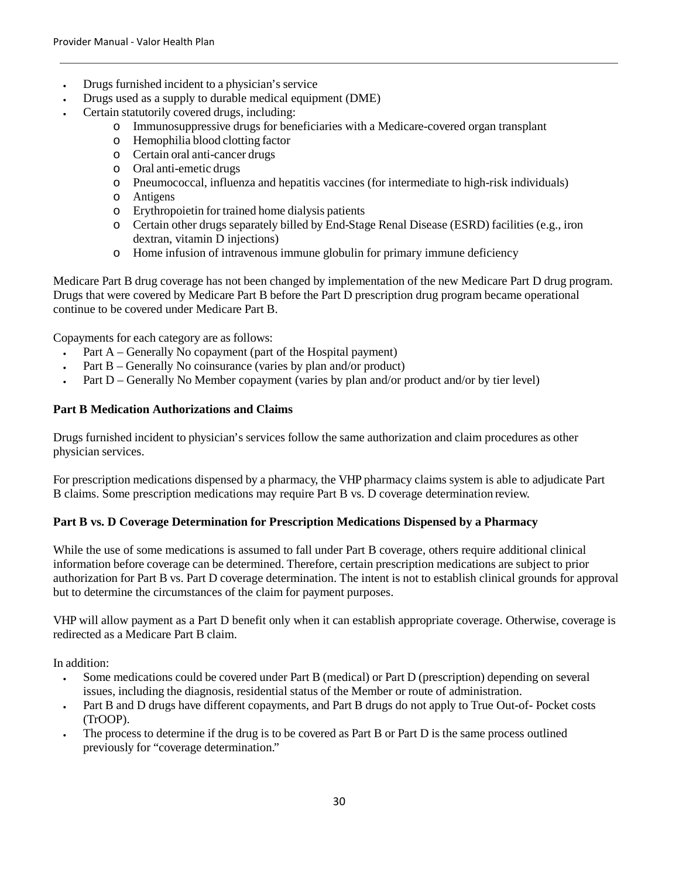- Drugs furnished incident to a physician's service
- Drugs used as a supply to durable medical equipment (DME)
- Certain statutorily covered drugs, including:
  - Immunosuppressive drugs for beneficiaries with a Medicare-covered organ transplant
  - Hemophilia blood clotting factor
  - Certain oral anti-cancer drugs
  - Oral anti-emetic drugs
  - Pneumococcal, influenza and hepatitis vaccines (for intermediate to high-risk individuals)
  - Antigens
  - Erythropoietin for trained home dialysis patients
  - Certain other drugs separately billed by End-Stage Renal Disease (ESRD) facilities (e.g., iron dextran, vitamin D injections)
  - Home infusion of intravenous immune globulin for primary immune deficiency

Medicare Part B drug coverage has not been changed by implementation of the new Medicare Part D drug program. Drugs that were covered by Medicare Part B before the Part D prescription drug program became operational continue to be covered under Medicare Part B.

Copayments for each category are as follows:

- Part A – Generally No copayment (part of the Hospital payment)
- Part B – Generally No coinsurance (varies by plan and/or product)
- Part D – Generally No Member copayment (varies by plan and/or product and/or by tier level)

**Part B Medication Authorizations and Claims**

Drugs furnished incident to physician's services follow the same authorization and claim procedures as other physician services.

For prescription medications dispensed by a pharmacy, the VHP pharmacy claims system is able to adjudicate Part B claims. Some prescription medications may require Part B vs. D coverage determination review.

**Part B vs. D Coverage Determination for Prescription Medications Dispensed by a Pharmacy**

While the use of some medications is assumed to fall under Part B coverage, others require additional clinical information before coverage can be determined. Therefore, certain prescription medications are subject to prior authorization for Part B vs. Part D coverage determination. The intent is not to establish clinical grounds for approval but to determine the circumstances of the claim for payment purposes.

VHP will allow payment as a Part D benefit only when it can establish appropriate coverage. Otherwise, coverage is redirected as a Medicare Part B claim.

In addition:

- Some medications could be covered under Part B (medical) or Part D (prescription) depending on several issues, including the diagnosis, residential status of the Member or route of administration.
- Part B and D drugs have different copayments, and Part B drugs do not apply to True Out-of- Pocket costs (TrOOP).
- The process to determine if the drug is to be covered as Part B or Part D is the same process outlined previously for "coverage determination."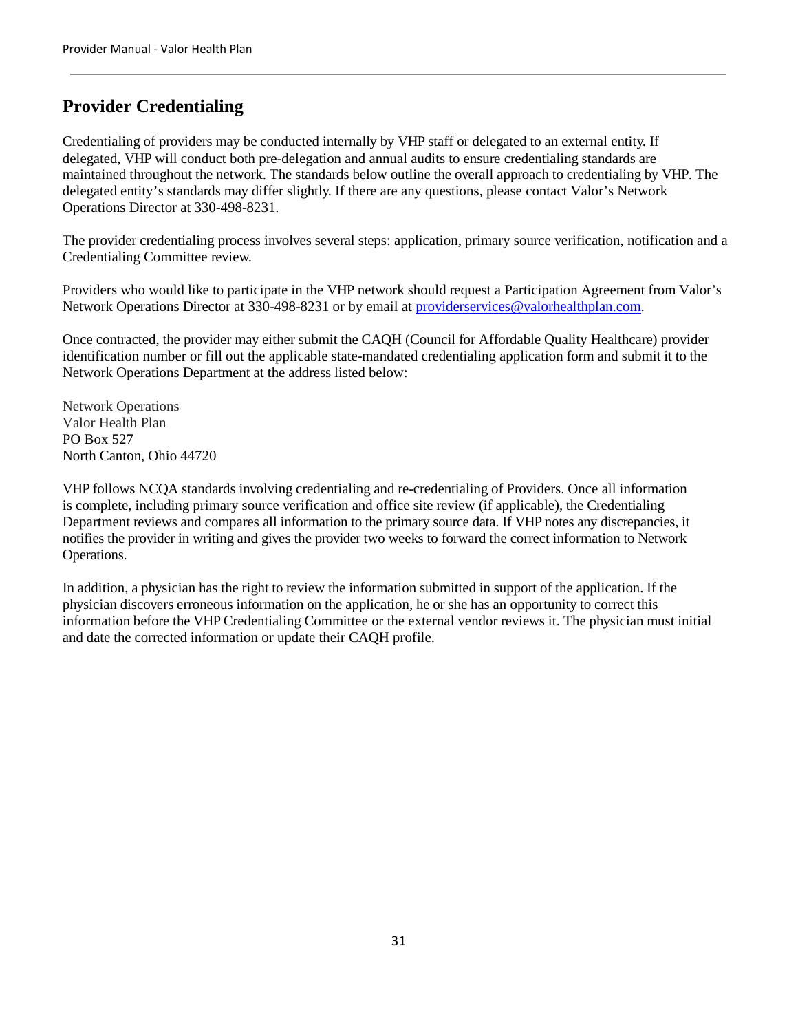## Provider Credentialing

Credentialing of providers may be conducted internally by VHP staff or delegated to an external entity. If delegated, VHP will conduct both pre-delegation and annual audits to ensure credentialing standards are maintained throughout the network. The standards below outline the overall approach to credentialing by VHP. The delegated entity's standards may differ slightly. If there are any questions, please contact Valor's Network Operations Director at 330-498-8231.

The provider credentialing process involves several steps: application, primary source verification, notification and a Credentialing Committee review.

Providers who would like to participate in the VHP network should request a Participation Agreement from Valor's Network Operations Director at 330-498-8231 or by email at [providerservices@valorhealthplan.com](mailto:providerservices@valorhealthplan.com).

Once contracted, the provider may either submit the CAQH (Council for Affordable Quality Healthcare) provider identification number or fill out the applicable state-mandated credentialing application form and submit it to the Network Operations Department at the address listed below:

Network Operations  
Valor Health Plan  
PO Box 527  
North Canton, Ohio 44720

VHP follows NCQA standards involving credentialing and re-credentialing of Providers. Once all information is complete, including primary source verification and office site review (if applicable), the Credentialing Department reviews and compares all information to the primary source data. If VHP notes any discrepancies, it notifies the provider in writing and gives the provider two weeks to forward the correct information to Network Operations.

In addition, a physician has the right to review the information submitted in support of the application. If the physician discovers erroneous information on the application, he or she has an opportunity to correct this information before the VHP Credentialing Committee or the external vendor reviews it. The physician must initial and date the corrected information or update their CAQH profile.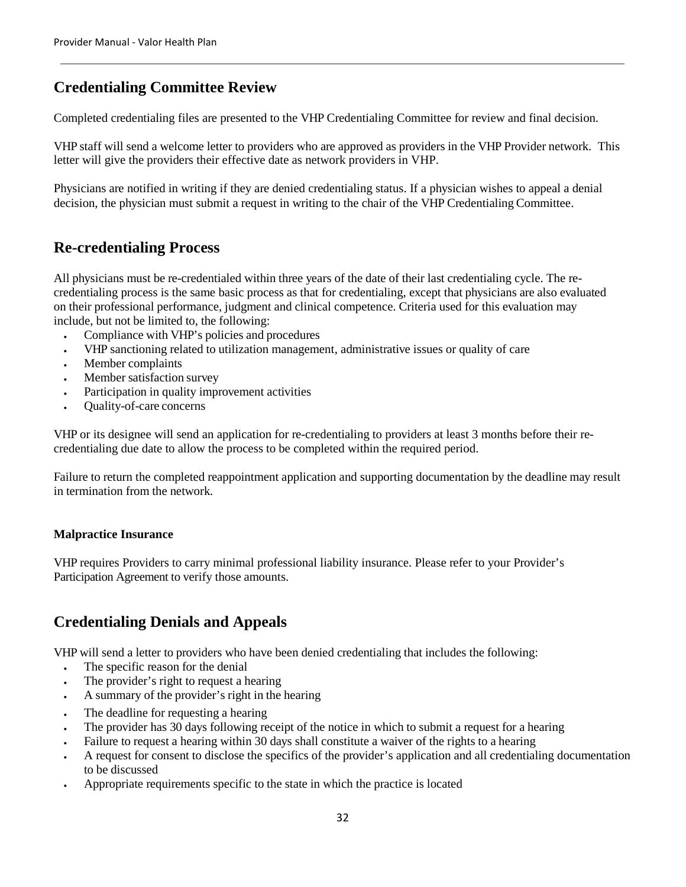## Credentialing Committee Review

Completed credentialing files are presented to the VHP Credentialing Committee for review and final decision.

VHP staff will send a welcome letter to providers who are approved as providers in the VHP Provider network. This letter will give the providers their effective date as network providers in VHP.

Physicians are notified in writing if they are denied credentialing status. If a physician wishes to appeal a denial decision, the physician must submit a request in writing to the chair of the VHP Credentialing Committee.

## Re-credentialing Process

All physicians must be re-credentialed within three years of the date of their last credentialing cycle. The re-credentialing process is the same basic process as that for credentialing, except that physicians are also evaluated on their professional performance, judgment and clinical competence. Criteria used for this evaluation may include, but not be limited to, the following:

- Compliance with VHP's policies and procedures
- VHP sanctioning related to utilization management, administrative issues or quality of care
- Member complaints
- Member satisfaction survey
- Participation in quality improvement activities
- Quality-of-care concerns

VHP or its designee will send an application for re-credentialing to providers at least 3 months before their re-credentialing due date to allow the process to be completed within the required period.

Failure to return the completed reappointment application and supporting documentation by the deadline may result in termination from the network.

#### Malpractice Insurance

VHP requires Providers to carry minimal professional liability insurance. Please refer to your Provider's Participation Agreement to verify those amounts.

## Credentialing Denials and Appeals

VHP will send a letter to providers who have been denied credentialing that includes the following:

- The specific reason for the denial
- The provider's right to request a hearing
- A summary of the provider's right in the hearing
- The deadline for requesting a hearing
- The provider has 30 days following receipt of the notice in which to submit a request for a hearing
- Failure to request a hearing within 30 days shall constitute a waiver of the rights to a hearing
- A request for consent to disclose the specifics of the provider's application and all credentialing documentation to be discussed
- Appropriate requirements specific to the state in which the practice is located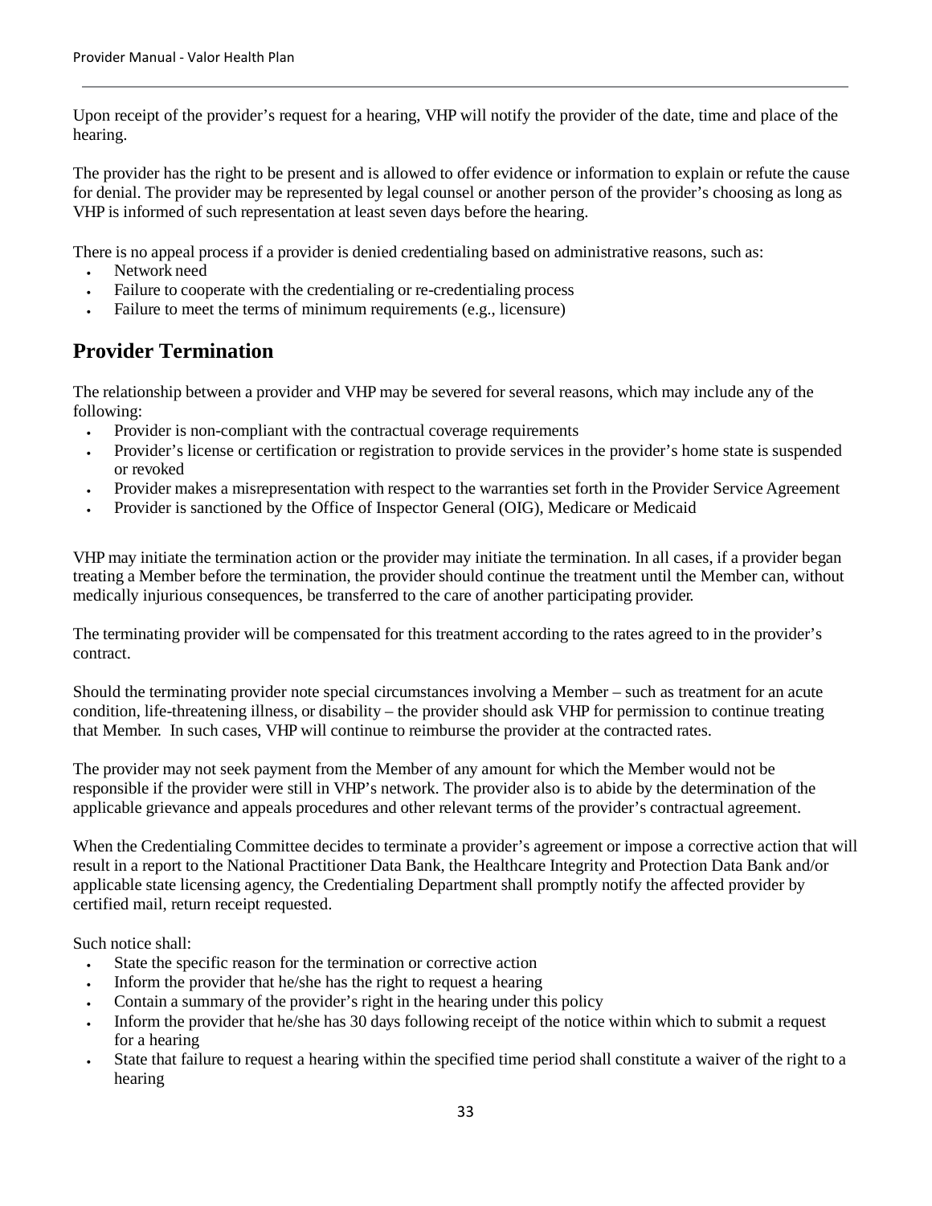Upon receipt of the provider's request for a hearing, VHP will notify the provider of the date, time and place of the hearing.

The provider has the right to be present and is allowed to offer evidence or information to explain or refute the cause for denial. The provider may be represented by legal counsel or another person of the provider's choosing as long as VHP is informed of such representation at least seven days before the hearing.

There is no appeal process if a provider is denied credentialing based on administrative reasons, such as:

- Network need
- Failure to cooperate with the credentialing or re-credentialing process
- Failure to meet the terms of minimum requirements (e.g., licensure)

## Provider Termination

The relationship between a provider and VHP may be severed for several reasons, which may include any of the following:

- Provider is non-compliant with the contractual coverage requirements
- Provider's license or certification or registration to provide services in the provider's home state is suspended or revoked
- Provider makes a misrepresentation with respect to the warranties set forth in the Provider Service Agreement
- Provider is sanctioned by the Office of Inspector General (OIG), Medicare or Medicaid

VHP may initiate the termination action or the provider may initiate the termination. In all cases, if a provider began treating a Member before the termination, the provider should continue the treatment until the Member can, without medically injurious consequences, be transferred to the care of another participating provider.

The terminating provider will be compensated for this treatment according to the rates agreed to in the provider's contract.

Should the terminating provider note special circumstances involving a Member – such as treatment for an acute condition, life-threatening illness, or disability – the provider should ask VHP for permission to continue treating that Member. In such cases, VHP will continue to reimburse the provider at the contracted rates.

The provider may not seek payment from the Member of any amount for which the Member would not be responsible if the provider were still in VHP's network. The provider also is to abide by the determination of the applicable grievance and appeals procedures and other relevant terms of the provider's contractual agreement.

When the Credentialing Committee decides to terminate a provider's agreement or impose a corrective action that will result in a report to the National Practitioner Data Bank, the Healthcare Integrity and Protection Data Bank and/or applicable state licensing agency, the Credentialing Department shall promptly notify the affected provider by certified mail, return receipt requested.

Such notice shall:

- State the specific reason for the termination or corrective action
- Inform the provider that he/she has the right to request a hearing
- Contain a summary of the provider's right in the hearing under this policy
- Inform the provider that he/she has 30 days following receipt of the notice within which to submit a request for a hearing
- State that failure to request a hearing within the specified time period shall constitute a waiver of the right to a hearing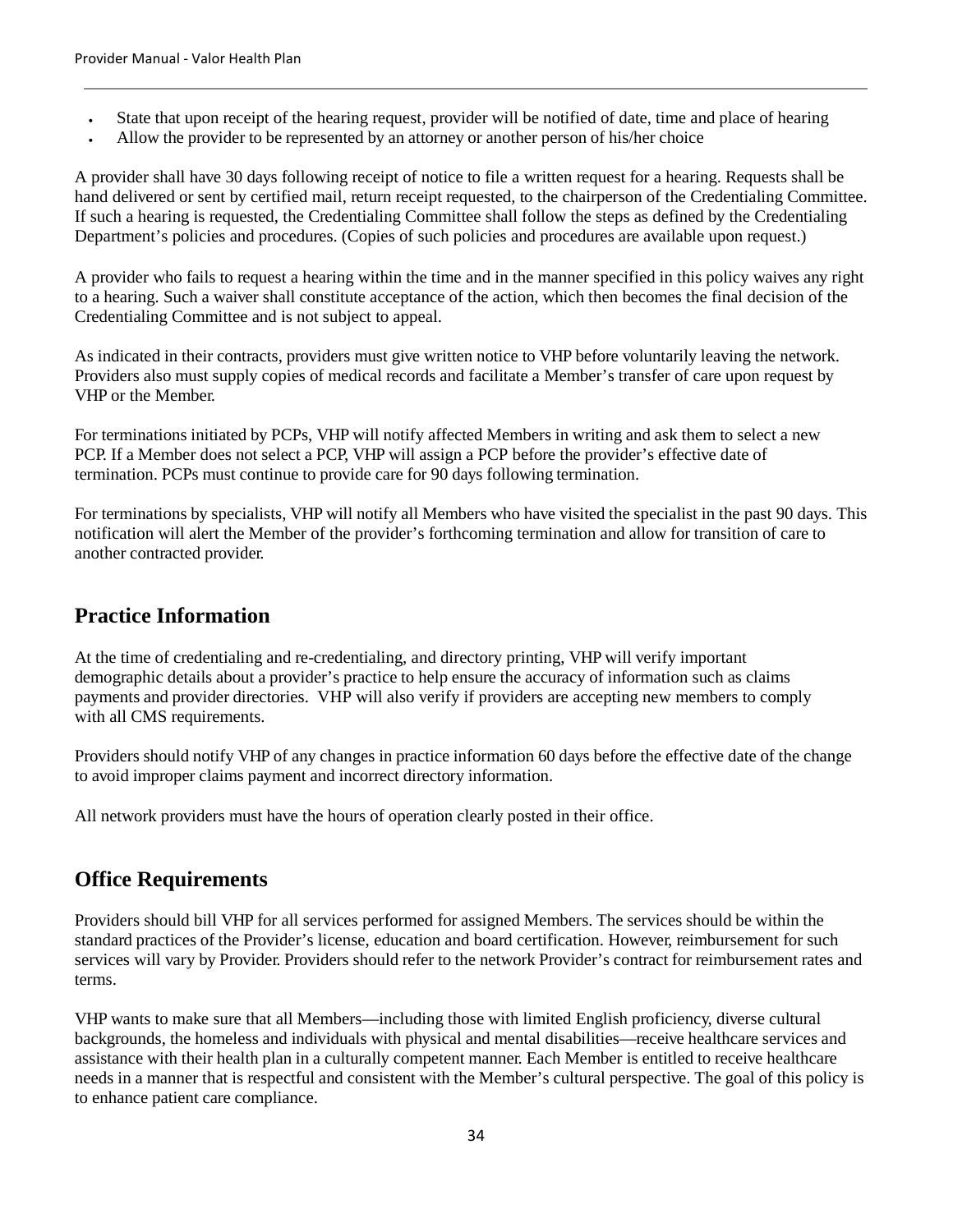- State that upon receipt of the hearing request, provider will be notified of date, time and place of hearing
- Allow the provider to be represented by an attorney or another person of his/her choice

A provider shall have 30 days following receipt of notice to file a written request for a hearing. Requests shall be hand delivered or sent by certified mail, return receipt requested, to the chairperson of the Credentialing Committee. If such a hearing is requested, the Credentialing Committee shall follow the steps as defined by the Credentialing Department's policies and procedures. (Copies of such policies and procedures are available upon request.)

A provider who fails to request a hearing within the time and in the manner specified in this policy waives any right to a hearing. Such a waiver shall constitute acceptance of the action, which then becomes the final decision of the Credentialing Committee and is not subject to appeal.

As indicated in their contracts, providers must give written notice to VHP before voluntarily leaving the network. Providers also must supply copies of medical records and facilitate a Member's transfer of care upon request by VHP or the Member.

For terminations initiated by PCPs, VHP will notify affected Members in writing and ask them to select a new PCP. If a Member does not select a PCP, VHP will assign a PCP before the provider's effective date of termination. PCPs must continue to provide care for 90 days following termination.

For terminations by specialists, VHP will notify all Members who have visited the specialist in the past 90 days. This notification will alert the Member of the provider's forthcoming termination and allow for transition of care to another contracted provider.

## Practice Information

At the time of credentialing and re-credentialing, and directory printing, VHP will verify important demographic details about a provider's practice to help ensure the accuracy of information such as claims payments and provider directories. VHP will also verify if providers are accepting new members to comply with all CMS requirements.

Providers should notify VHP of any changes in practice information 60 days before the effective date of the change to avoid improper claims payment and incorrect directory information.

All network providers must have the hours of operation clearly posted in their office.

## Office Requirements

Providers should bill VHP for all services performed for assigned Members. The services should be within the standard practices of the Provider's license, education and board certification. However, reimbursement for such services will vary by Provider. Providers should refer to the network Provider's contract for reimbursement rates and terms.

VHP wants to make sure that all Members—including those with limited English proficiency, diverse cultural backgrounds, the homeless and individuals with physical and mental disabilities—receive healthcare services and assistance with their health plan in a culturally competent manner. Each Member is entitled to receive healthcare needs in a manner that is respectful and consistent with the Member's cultural perspective. The goal of this policy is to enhance patient care compliance.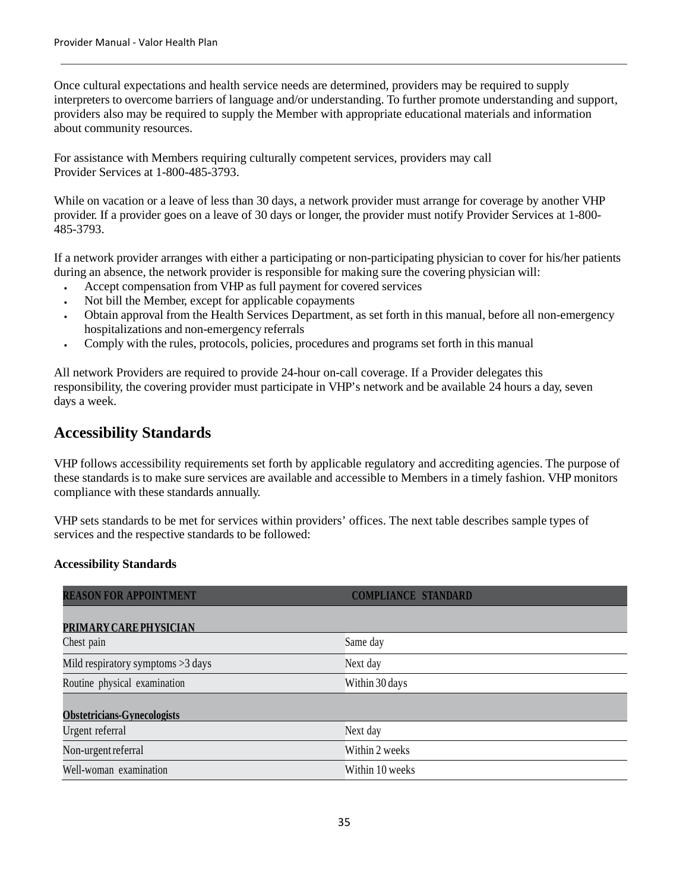Once cultural expectations and health service needs are determined, providers may be required to supply interpreters to overcome barriers of language and/or understanding. To further promote understanding and support, providers also may be required to supply the Member with appropriate educational materials and information about community resources.

For assistance with Members requiring culturally competent services, providers may call Provider Services at 1-800-485-3793.

While on vacation or a leave of less than 30 days, a network provider must arrange for coverage by another VHP provider. If a provider goes on a leave of 30 days or longer, the provider must notify Provider Services at 1-800-485-3793.

If a network provider arranges with either a participating or non-participating physician to cover for his/her patients during an absence, the network provider is responsible for making sure the covering physician will:

- Accept compensation from VHP as full payment for covered services
- Not bill the Member, except for applicable copayments
- Obtain approval from the Health Services Department, as set forth in this manual, before all non-emergency hospitalizations and non-emergency referrals
- Comply with the rules, protocols, policies, procedures and programs set forth in this manual

All network Providers are required to provide 24-hour on-call coverage. If a Provider delegates this responsibility, the covering provider must participate in VHP's network and be available 24 hours a day, seven days a week.

## Accessibility Standards

VHP follows accessibility requirements set forth by applicable regulatory and accrediting agencies. The purpose of these standards is to make sure services are available and accessible to Members in a timely fashion. VHP monitors compliance with these standards annually.

VHP sets standards to be met for services within providers' offices. The next table describes sample types of services and the respective standards to be followed:

**Accessibility Standards**

| REASON FOR APPOINTMENT | COMPLIANCE STANDARD |
|---|---|
| **PRIMARY CARE PHYSICIAN** | |
| Chest pain | Same day |
| Mild respiratory symptoms >3 days | Next day |
| Routine physical examination | Within 30 days |
| **Obstetricians-Gynecologists** | |
| Urgent referral | Next day |
| Non-urgent referral | Within 2 weeks |
| Well-woman examination | Within 10 weeks |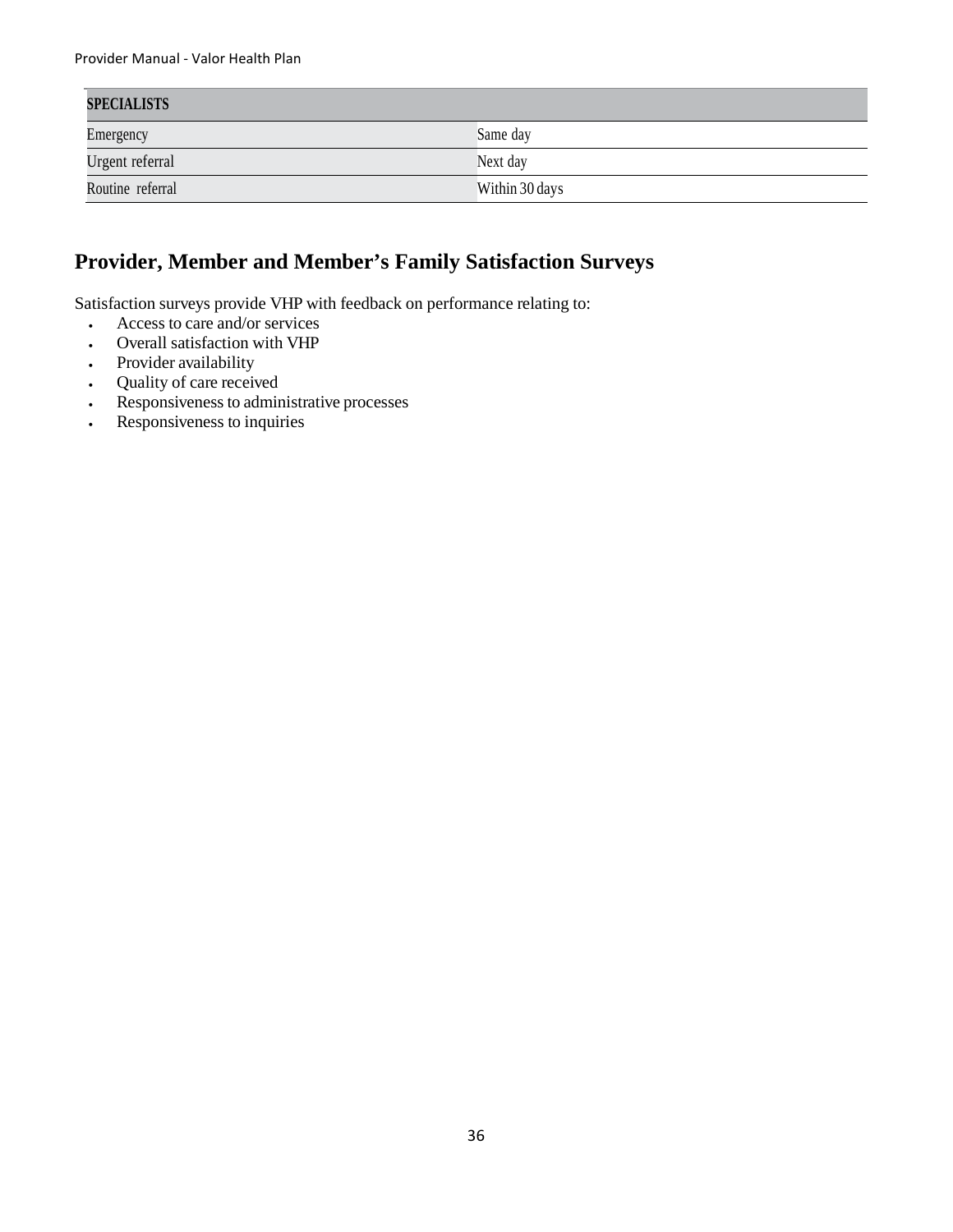| SPECIALISTS | |
|---|---|
| Emergency | Same day |
| Urgent referral | Next day |
| Routine referral | Within 30 days |

## Provider, Member and Member's Family Satisfaction Surveys

Satisfaction surveys provide VHP with feedback on performance relating to:

- Access to care and/or services
- Overall satisfaction with VHP
- Provider availability
- Quality of care received
- Responsiveness to administrative processes
- Responsiveness to inquiries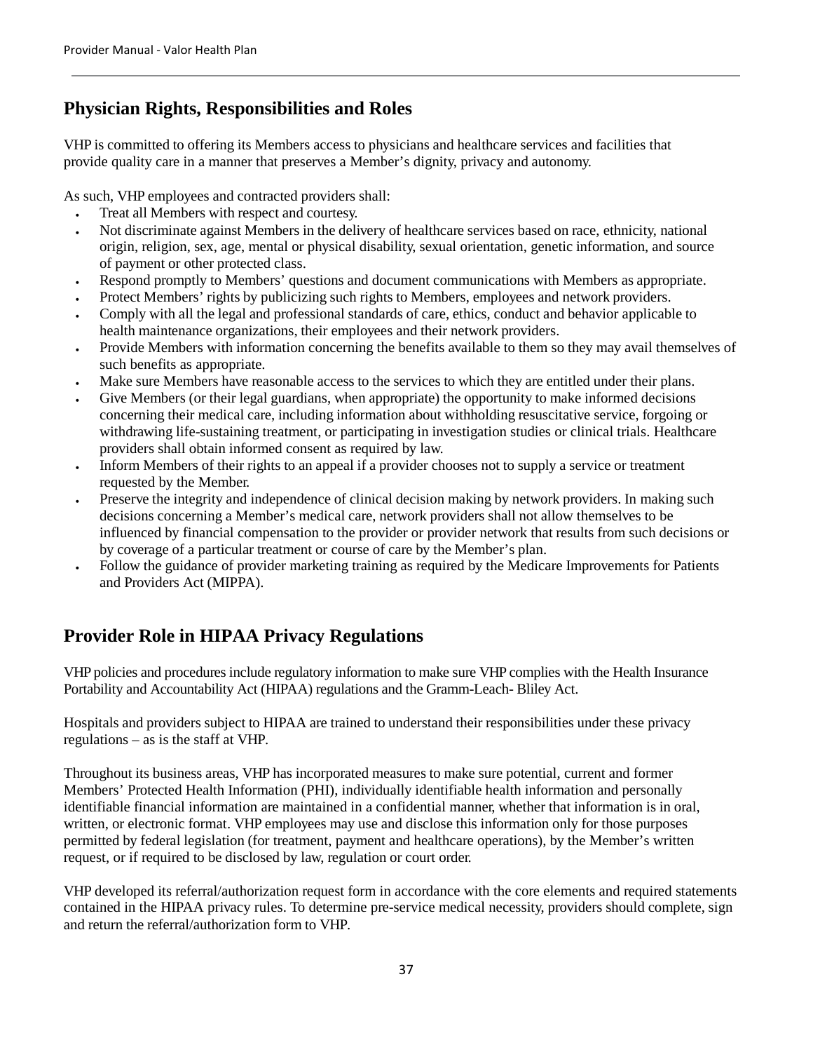## Physician Rights, Responsibilities and Roles

VHP is committed to offering its Members access to physicians and healthcare services and facilities that provide quality care in a manner that preserves a Member's dignity, privacy and autonomy.

As such, VHP employees and contracted providers shall:

- Treat all Members with respect and courtesy.
- Not discriminate against Members in the delivery of healthcare services based on race, ethnicity, national origin, religion, sex, age, mental or physical disability, sexual orientation, genetic information, and source of payment or other protected class.
- Respond promptly to Members' questions and document communications with Members as appropriate.
- Protect Members' rights by publicizing such rights to Members, employees and network providers.
- Comply with all the legal and professional standards of care, ethics, conduct and behavior applicable to health maintenance organizations, their employees and their network providers.
- Provide Members with information concerning the benefits available to them so they may avail themselves of such benefits as appropriate.
- Make sure Members have reasonable access to the services to which they are entitled under their plans.
- Give Members (or their legal guardians, when appropriate) the opportunity to make informed decisions concerning their medical care, including information about withholding resuscitative service, forgoing or withdrawing life-sustaining treatment, or participating in investigation studies or clinical trials. Healthcare providers shall obtain informed consent as required by law.
- Inform Members of their rights to an appeal if a provider chooses not to supply a service or treatment requested by the Member.
- Preserve the integrity and independence of clinical decision making by network providers. In making such decisions concerning a Member's medical care, network providers shall not allow themselves to be influenced by financial compensation to the provider or provider network that results from such decisions or by coverage of a particular treatment or course of care by the Member's plan.
- Follow the guidance of provider marketing training as required by the Medicare Improvements for Patients and Providers Act (MIPPA).

## Provider Role in HIPAA Privacy Regulations

VHP policies and procedures include regulatory information to make sure VHP complies with the Health Insurance Portability and Accountability Act (HIPAA) regulations and the Gramm-Leach- Bliley Act.

Hospitals and providers subject to HIPAA are trained to understand their responsibilities under these privacy regulations – as is the staff at VHP.

Throughout its business areas, VHP has incorporated measures to make sure potential, current and former Members' Protected Health Information (PHI), individually identifiable health information and personally identifiable financial information are maintained in a confidential manner, whether that information is in oral, written, or electronic format. VHP employees may use and disclose this information only for those purposes permitted by federal legislation (for treatment, payment and healthcare operations), by the Member's written request, or if required to be disclosed by law, regulation or court order.

VHP developed its referral/authorization request form in accordance with the core elements and required statements contained in the HIPAA privacy rules. To determine pre-service medical necessity, providers should complete, sign and return the referral/authorization form to VHP.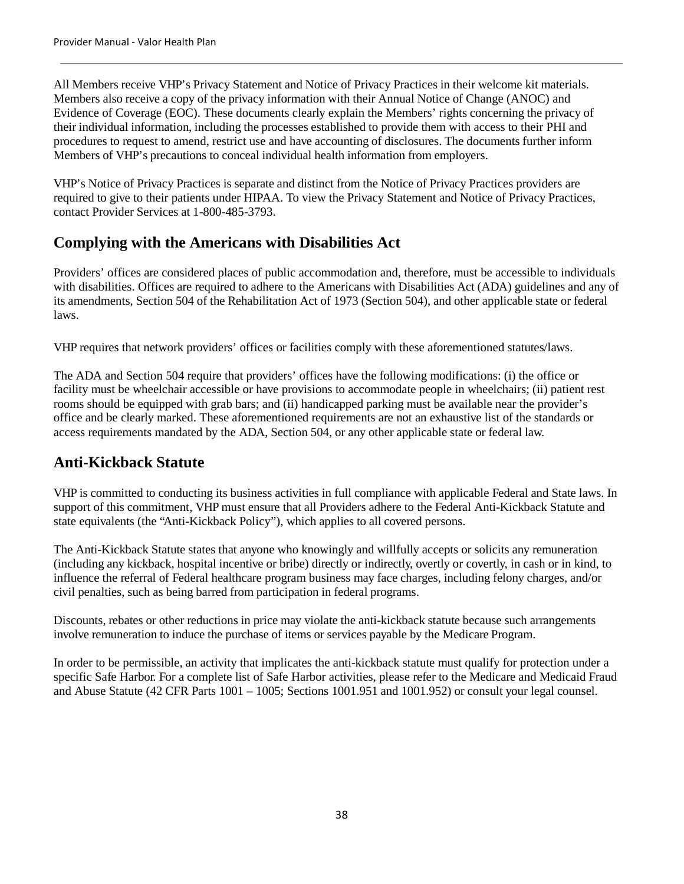All Members receive VHP's Privacy Statement and Notice of Privacy Practices in their welcome kit materials. Members also receive a copy of the privacy information with their Annual Notice of Change (ANOC) and Evidence of Coverage (EOC). These documents clearly explain the Members' rights concerning the privacy of their individual information, including the processes established to provide them with access to their PHI and procedures to request to amend, restrict use and have accounting of disclosures. The documents further inform Members of VHP's precautions to conceal individual health information from employers.

VHP's Notice of Privacy Practices is separate and distinct from the Notice of Privacy Practices providers are required to give to their patients under HIPAA. To view the Privacy Statement and Notice of Privacy Practices, contact Provider Services at 1-800-485-3793.

## Complying with the Americans with Disabilities Act

Providers' offices are considered places of public accommodation and, therefore, must be accessible to individuals with disabilities. Offices are required to adhere to the Americans with Disabilities Act (ADA) guidelines and any of its amendments, Section 504 of the Rehabilitation Act of 1973 (Section 504), and other applicable state or federal laws.

VHP requires that network providers' offices or facilities comply with these aforementioned statutes/laws.

The ADA and Section 504 require that providers' offices have the following modifications: (i) the office or facility must be wheelchair accessible or have provisions to accommodate people in wheelchairs; (ii) patient rest rooms should be equipped with grab bars; and (ii) handicapped parking must be available near the provider's office and be clearly marked. These aforementioned requirements are not an exhaustive list of the standards or access requirements mandated by the ADA, Section 504, or any other applicable state or federal law.

## Anti-Kickback Statute

VHP is committed to conducting its business activities in full compliance with applicable Federal and State laws. In support of this commitment, VHP must ensure that all Providers adhere to the Federal Anti-Kickback Statute and state equivalents (the "Anti-Kickback Policy"), which applies to all covered persons.

The Anti-Kickback Statute states that anyone who knowingly and willfully accepts or solicits any remuneration (including any kickback, hospital incentive or bribe) directly or indirectly, overtly or covertly, in cash or in kind, to influence the referral of Federal healthcare program business may face charges, including felony charges, and/or civil penalties, such as being barred from participation in federal programs.

Discounts, rebates or other reductions in price may violate the anti-kickback statute because such arrangements involve remuneration to induce the purchase of items or services payable by the Medicare Program.

In order to be permissible, an activity that implicates the anti-kickback statute must qualify for protection under a specific Safe Harbor. For a complete list of Safe Harbor activities, please refer to the Medicare and Medicaid Fraud and Abuse Statute (42 CFR Parts 1001 – 1005; Sections 1001.951 and 1001.952) or consult your legal counsel.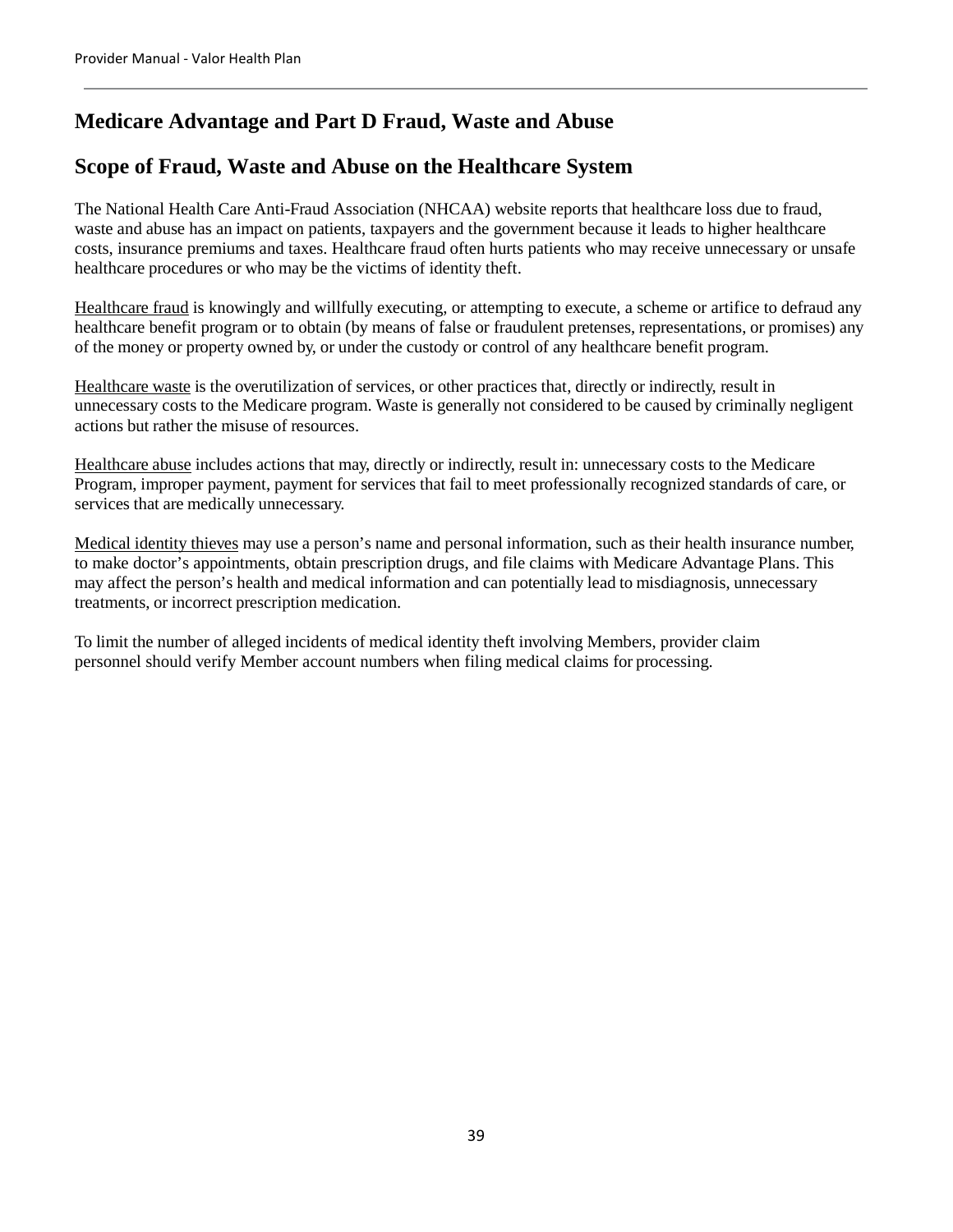## Medicare Advantage and Part D Fraud, Waste and Abuse

## Scope of Fraud, Waste and Abuse on the Healthcare System

The National Health Care Anti-Fraud Association (NHCAA) website reports that healthcare loss due to fraud, waste and abuse has an impact on patients, taxpayers and the government because it leads to higher healthcare costs, insurance premiums and taxes. Healthcare fraud often hurts patients who may receive unnecessary or unsafe healthcare procedures or who may be the victims of identity theft.

Healthcare fraud is knowingly and willfully executing, or attempting to execute, a scheme or artifice to defraud any healthcare benefit program or to obtain (by means of false or fraudulent pretenses, representations, or promises) any of the money or property owned by, or under the custody or control of any healthcare benefit program.

Healthcare waste is the overutilization of services, or other practices that, directly or indirectly, result in unnecessary costs to the Medicare program. Waste is generally not considered to be caused by criminally negligent actions but rather the misuse of resources.

Healthcare abuse includes actions that may, directly or indirectly, result in: unnecessary costs to the Medicare Program, improper payment, payment for services that fail to meet professionally recognized standards of care, or services that are medically unnecessary.

Medical identity thieves may use a person's name and personal information, such as their health insurance number, to make doctor's appointments, obtain prescription drugs, and file claims with Medicare Advantage Plans. This may affect the person's health and medical information and can potentially lead to misdiagnosis, unnecessary treatments, or incorrect prescription medication.

To limit the number of alleged incidents of medical identity theft involving Members, provider claim personnel should verify Member account numbers when filing medical claims for processing.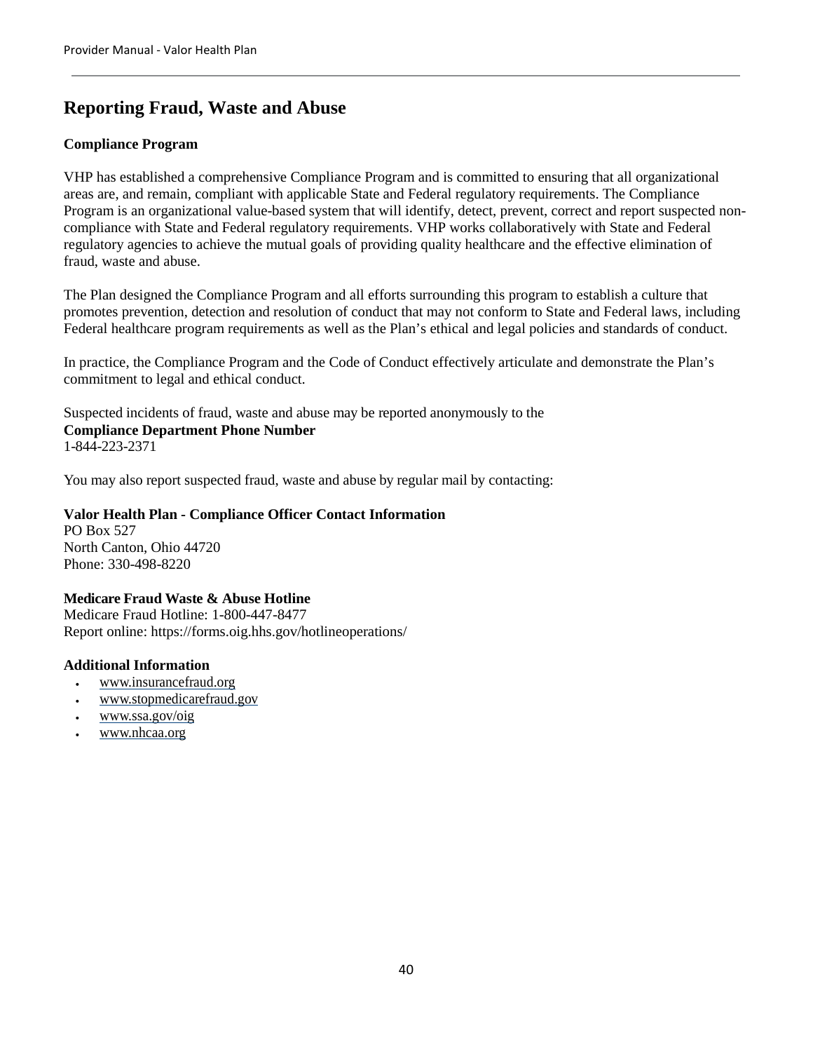# Reporting Fraud, Waste and Abuse

**Compliance Program**

VHP has established a comprehensive Compliance Program and is committed to ensuring that all organizational areas are, and remain, compliant with applicable State and Federal regulatory requirements. The Compliance Program is an organizational value-based system that will identify, detect, prevent, correct and report suspected non-compliance with State and Federal regulatory requirements. VHP works collaboratively with State and Federal regulatory agencies to achieve the mutual goals of providing quality healthcare and the effective elimination of fraud, waste and abuse.

The Plan designed the Compliance Program and all efforts surrounding this program to establish a culture that promotes prevention, detection and resolution of conduct that may not conform to State and Federal laws, including Federal healthcare program requirements as well as the Plan's ethical and legal policies and standards of conduct.

In practice, the Compliance Program and the Code of Conduct effectively articulate and demonstrate the Plan's commitment to legal and ethical conduct.

Suspected incidents of fraud, waste and abuse may be reported anonymously to the
**Compliance Department Phone Number**
1-844-223-2371

You may also report suspected fraud, waste and abuse by regular mail by contacting:

**Valor Health Plan - Compliance Officer Contact Information**
PO Box 527
North Canton, Ohio 44720
Phone: 330-498-8220

**Medicare Fraud Waste & Abuse Hotline**
Medicare Fraud Hotline: 1-800-447-8477
Report online: https://forms.oig.hhs.gov/hotlineoperations/

**Additional Information**

- www.insurancefraud.org
- www.stopmedicarefraud.gov
- www.ssa.gov/oig
- www.nhcaa.org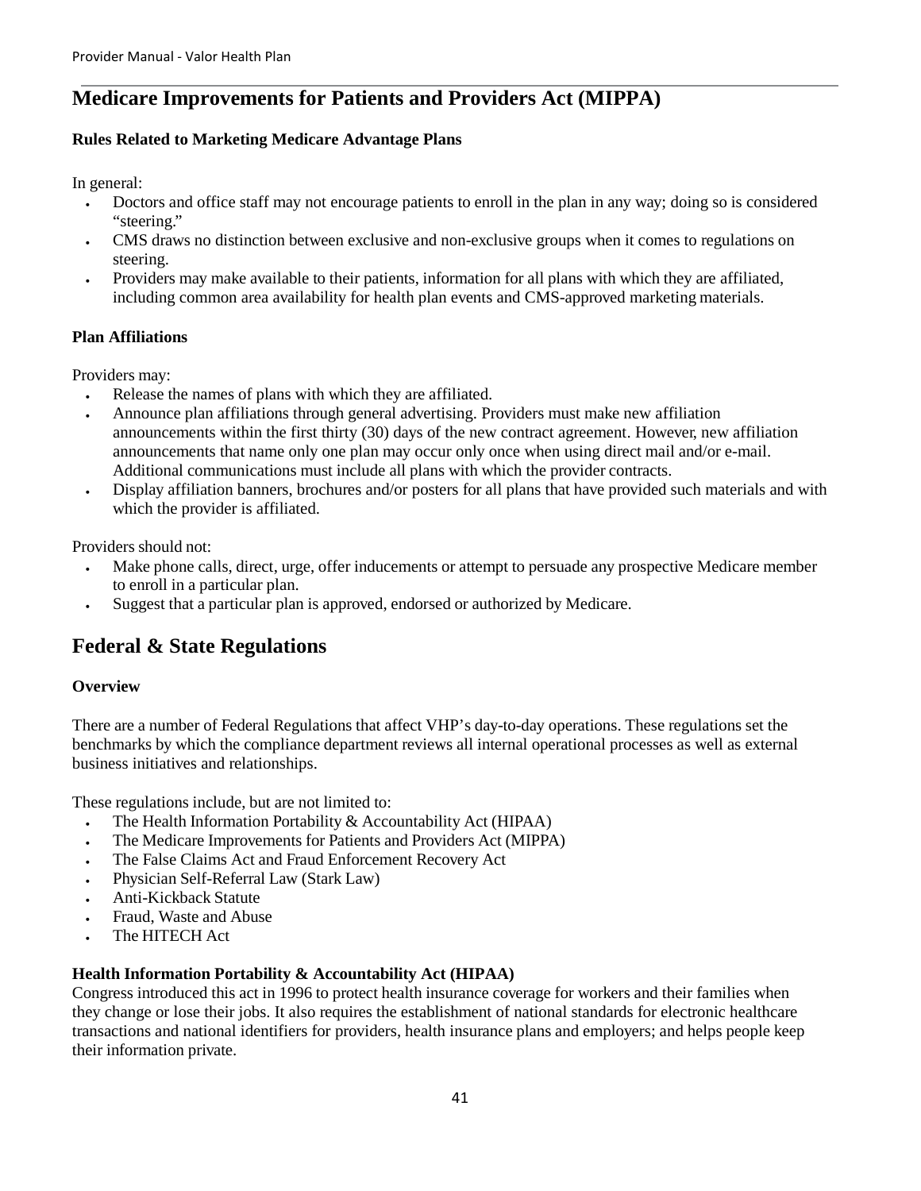## Medicare Improvements for Patients and Providers Act (MIPPA)

**Rules Related to Marketing Medicare Advantage Plans**

In general:

- Doctors and office staff may not encourage patients to enroll in the plan in any way; doing so is considered “steering.”
- CMS draws no distinction between exclusive and non-exclusive groups when it comes to regulations on steering.
- Providers may make available to their patients, information for all plans with which they are affiliated, including common area availability for health plan events and CMS-approved marketing materials.

**Plan Affiliations**

Providers may:

- Release the names of plans with which they are affiliated.
- Announce plan affiliations through general advertising. Providers must make new affiliation announcements within the first thirty (30) days of the new contract agreement. However, new affiliation announcements that name only one plan may occur only once when using direct mail and/or e-mail. Additional communications must include all plans with which the provider contracts.
- Display affiliation banners, brochures and/or posters for all plans that have provided such materials and with which the provider is affiliated.

Providers should not:

- Make phone calls, direct, urge, offer inducements or attempt to persuade any prospective Medicare member to enroll in a particular plan.
- Suggest that a particular plan is approved, endorsed or authorized by Medicare.

## Federal & State Regulations

**Overview**

There are a number of Federal Regulations that affect VHP’s day-to-day operations. These regulations set the benchmarks by which the compliance department reviews all internal operational processes as well as external business initiatives and relationships.

These regulations include, but are not limited to:

- The Health Information Portability & Accountability Act (HIPAA)
- The Medicare Improvements for Patients and Providers Act (MIPPA)
- The False Claims Act and Fraud Enforcement Recovery Act
- Physician Self-Referral Law (Stark Law)
- Anti-Kickback Statute
- Fraud, Waste and Abuse
- The HITECH Act

**Health Information Portability & Accountability Act (HIPAA)**

Congress introduced this act in 1996 to protect health insurance coverage for workers and their families when they change or lose their jobs. It also requires the establishment of national standards for electronic healthcare transactions and national identifiers for providers, health insurance plans and employers; and helps people keep their information private.